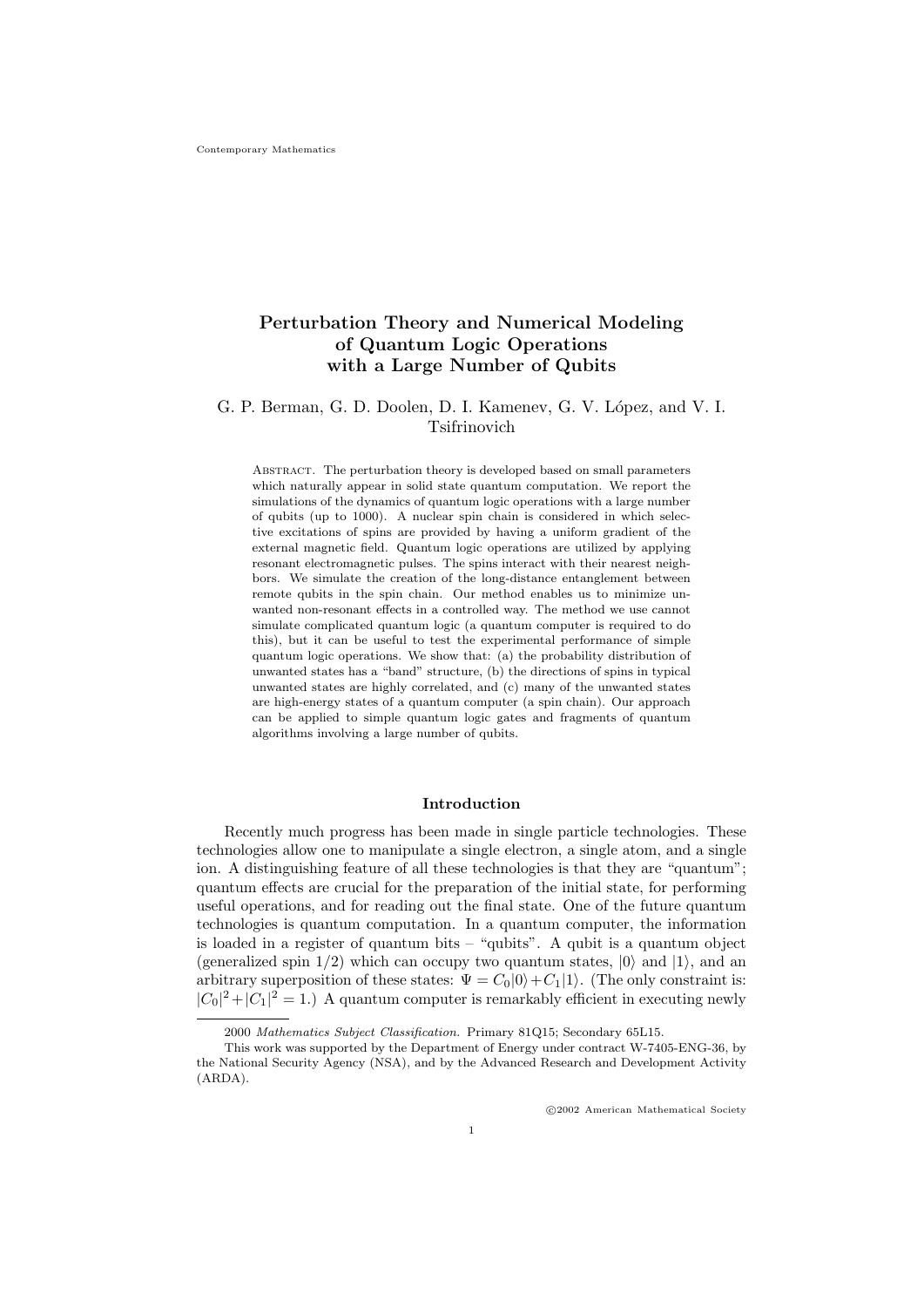# Perturbation Theory and Numerical Modeling of Quantum Logic Operations with a Large Number of Qubits

G. P. Berman, G. D. Doolen, D. I. Kamenev, G. V. López, and V. I. Tsifrinovich

Abstract. The perturbation theory is developed based on small parameters which naturally appear in solid state quantum computation. We report the simulations of the dynamics of quantum logic operations with a large number of qubits (up to 1000). A nuclear spin chain is considered in which selective excitations of spins are provided by having a uniform gradient of the external magnetic field. Quantum logic operations are utilized by applying resonant electromagnetic pulses. The spins interact with their nearest neighbors. We simulate the creation of the long-distance entanglement between remote qubits in the spin chain. Our method enables us to minimize unwanted non-resonant effects in a controlled way. The method we use cannot simulate complicated quantum logic (a quantum computer is required to do this), but it can be useful to test the experimental performance of simple quantum logic operations. We show that: (a) the probability distribution of unwanted states has a "band" structure, (b) the directions of spins in typical unwanted states are highly correlated, and (c) many of the unwanted states are high-energy states of a quantum computer (a spin chain). Our approach can be applied to simple quantum logic gates and fragments of quantum algorithms involving a large number of qubits.

## Introduction

Recently much progress has been made in single particle technologies. These technologies allow one to manipulate a single electron, a single atom, and a single ion. A distinguishing feature of all these technologies is that they are "quantum"; quantum effects are crucial for the preparation of the initial state, for performing useful operations, and for reading out the final state. One of the future quantum technologies is quantum computation. In a quantum computer, the information is loaded in a register of quantum bits – "qubits". A qubit is a quantum object (generalized spin 1/2) which can occupy two quantum states, $|0\rangle$ and $|1\rangle$, and an arbitrary superposition of these states: $\Psi = C_0|0\rangle + C_1|1\rangle$. (The only constraint is: $|C_0|^2 + |C_1|^2 = 1$.) A quantum computer is remarkably efficient in executing newly

2000 *Mathematics Subject Classification.* Primary 81Q15; Secondary 65L15.

This work was supported by the Department of Energy under contract W-7405-ENG-36, by the National Security Agency (NSA), and by the Advanced Research and Development Activity (ARDA).

©2002 American Mathematical Society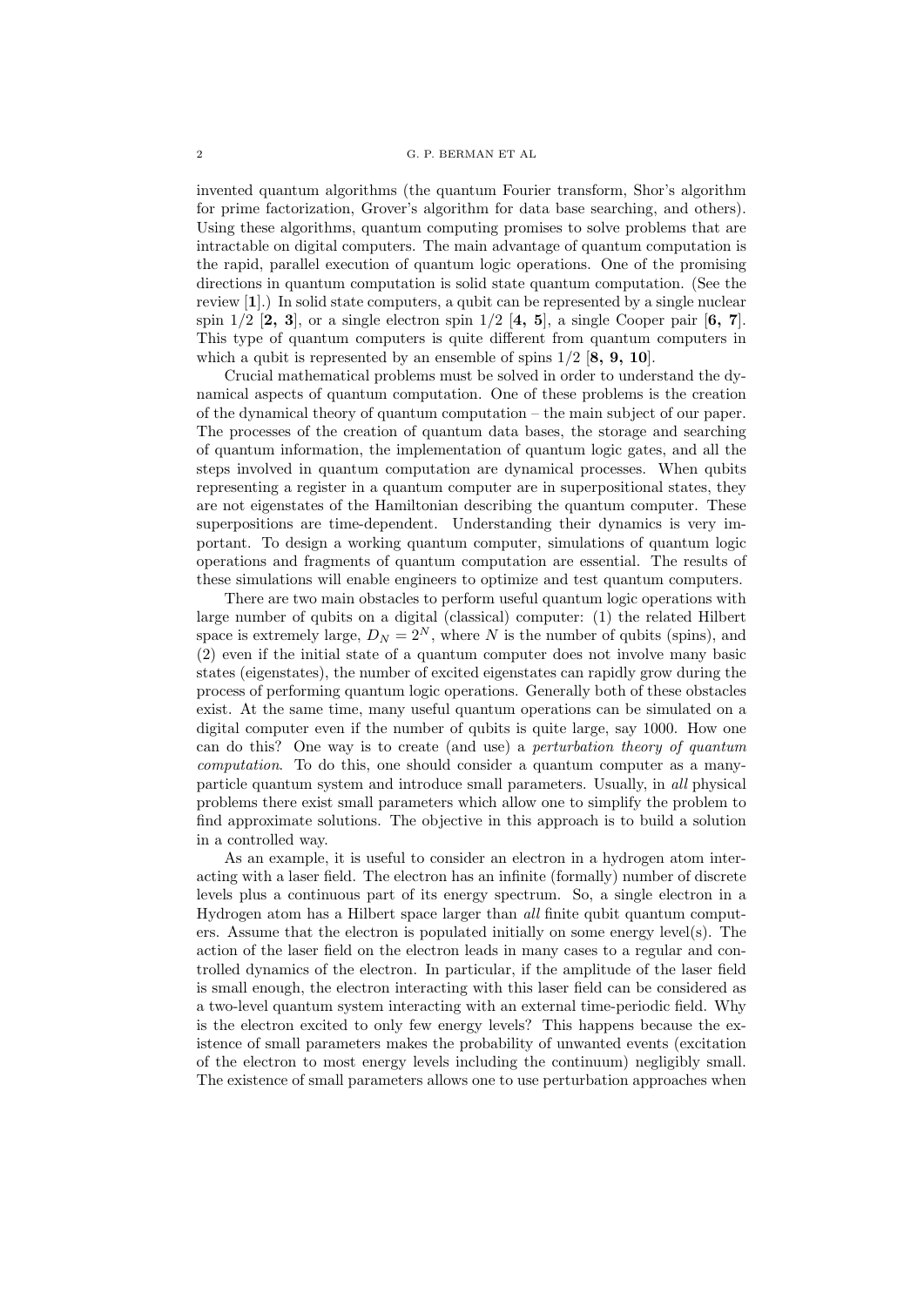invented quantum algorithms (the quantum Fourier transform, Shor's algorithm for prime factorization, Grover's algorithm for data base searching, and others). Using these algorithms, quantum computing promises to solve problems that are intractable on digital computers. The main advantage of quantum computation is the rapid, parallel execution of quantum logic operations. One of the promising directions in quantum computation is solid state quantum computation. (See the review [**1**].) In solid state computers, a qubit can be represented by a single nuclear spin 1/2 [**2, 3**], or a single electron spin 1/2 [**4, 5**], a single Cooper pair [**6, 7**]. This type of quantum computers is quite different from quantum computers in which a qubit is represented by an ensemble of spins 1/2 [**8, 9, 10**].

Crucial mathematical problems must be solved in order to understand the dynamical aspects of quantum computation. One of these problems is the creation of the dynamical theory of quantum computation – the main subject of our paper. The processes of the creation of quantum data bases, the storage and searching of quantum information, the implementation of quantum logic gates, and all the steps involved in quantum computation are dynamical processes. When qubits representing a register in a quantum computer are in superpositional states, they are not eigenstates of the Hamiltonian describing the quantum computer. These superpositions are time-dependent. Understanding their dynamics is very important. To design a working quantum computer, simulations of quantum logic operations and fragments of quantum computation are essential. The results of these simulations will enable engineers to optimize and test quantum computers.

There are two main obstacles to perform useful quantum logic operations with large number of qubits on a digital (classical) computer: (1) the related Hilbert space is extremely large, $D_N = 2^N$, where $N$ is the number of qubits (spins), and (2) even if the initial state of a quantum computer does not involve many basic states (eigenstates), the number of excited eigenstates can rapidly grow during the process of performing quantum logic operations. Generally both of these obstacles exist. At the same time, many useful quantum operations can be simulated on a digital computer even if the number of qubits is quite large, say 1000. How one can do this? One way is to create (and use) a *perturbation theory of quantum computation*. To do this, one should consider a quantum computer as a many-particle quantum system and introduce small parameters. Usually, in *all* physical problems there exist small parameters which allow one to simplify the problem to find approximate solutions. The objective in this approach is to build a solution in a controlled way.

As an example, it is useful to consider an electron in a hydrogen atom interacting with a laser field. The electron has an infinite (formally) number of discrete levels plus a continuous part of its energy spectrum. So, a single electron in a Hydrogen atom has a Hilbert space larger than *all* finite qubit quantum computers. Assume that the electron is populated initially on some energy level(s). The action of the laser field on the electron leads in many cases to a regular and controlled dynamics of the electron. In particular, if the amplitude of the laser field is small enough, the electron interacting with this laser field can be considered as a two-level quantum system interacting with an external time-periodic field. Why is the electron excited to only few energy levels? This happens because the existence of small parameters makes the probability of unwanted events (excitation of the electron to most energy levels including the continuum) negligibly small. The existence of small parameters allows one to use perturbation approaches when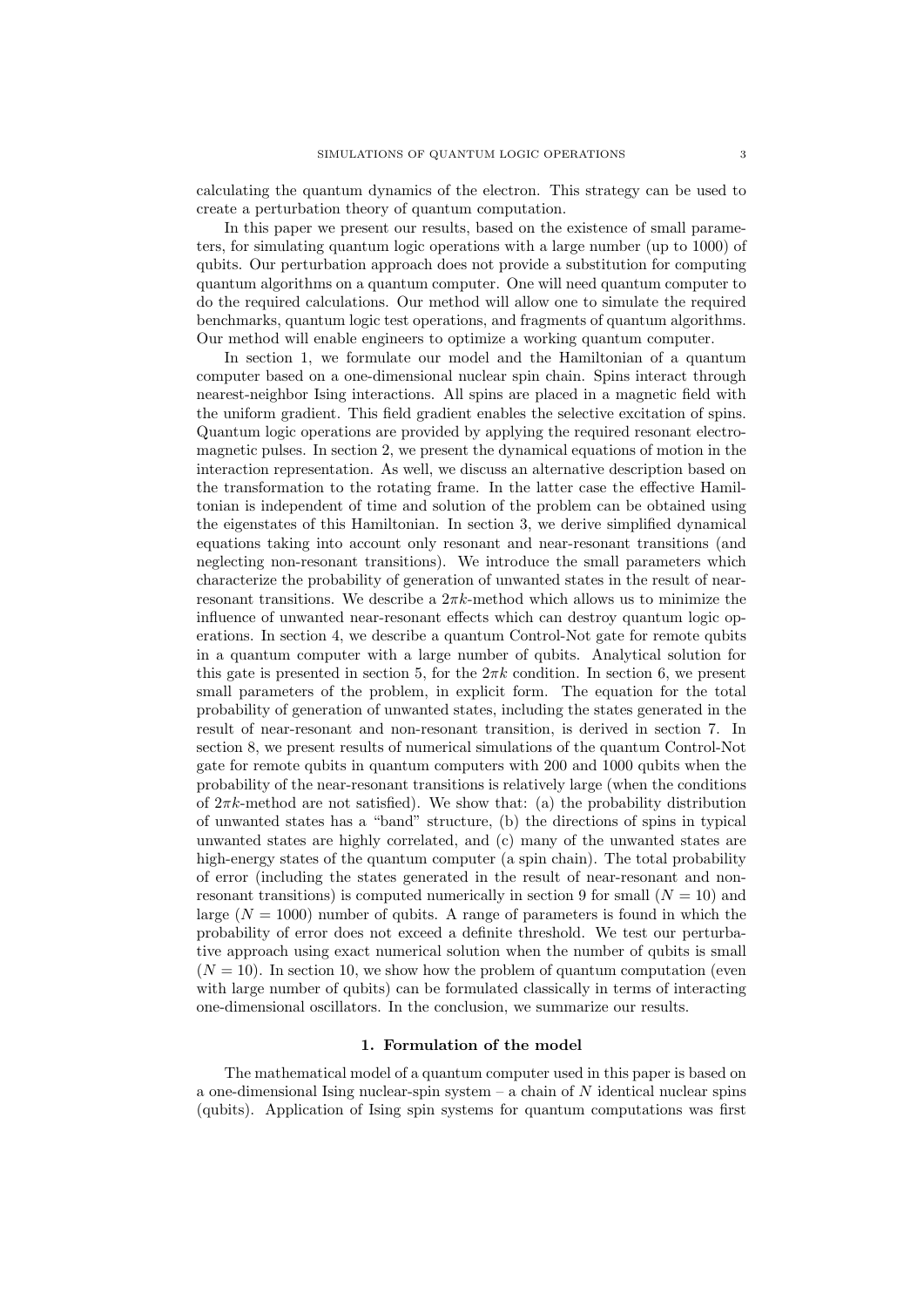calculating the quantum dynamics of the electron. This strategy can be used to create a perturbation theory of quantum computation.

In this paper we present our results, based on the existence of small parameters, for simulating quantum logic operations with a large number (up to 1000) of qubits. Our perturbation approach does not provide a substitution for computing quantum algorithms on a quantum computer. One will need quantum computer to do the required calculations. Our method will allow one to simulate the required benchmarks, quantum logic test operations, and fragments of quantum algorithms. Our method will enable engineers to optimize a working quantum computer.

In section 1, we formulate our model and the Hamiltonian of a quantum computer based on a one-dimensional nuclear spin chain. Spins interact through nearest-neighbor Ising interactions. All spins are placed in a magnetic field with the uniform gradient. This field gradient enables the selective excitation of spins. Quantum logic operations are provided by applying the required resonant electromagnetic pulses. In section 2, we present the dynamical equations of motion in the interaction representation. As well, we discuss an alternative description based on the transformation to the rotating frame. In the latter case the effective Hamiltonian is independent of time and solution of the problem can be obtained using the eigenstates of this Hamiltonian. In section 3, we derive simplified dynamical equations taking into account only resonant and near-resonant transitions (and neglecting non-resonant transitions). We introduce the small parameters which characterize the probability of generation of unwanted states in the result of near-resonant transitions. We describe a $2\pi k$-method which allows us to minimize the influence of unwanted near-resonant effects which can destroy quantum logic operations. In section 4, we describe a quantum Control-Not gate for remote qubits in a quantum computer with a large number of qubits. Analytical solution for this gate is presented in section 5, for the $2\pi k$ condition. In section 6, we present small parameters of the problem, in explicit form. The equation for the total probability of generation of unwanted states, including the states generated in the result of near-resonant and non-resonant transition, is derived in section 7. In section 8, we present results of numerical simulations of the quantum Control-Not gate for remote qubits in quantum computers with 200 and 1000 qubits when the probability of the near-resonant transitions is relatively large (when the conditions of $2\pi k$-method are not satisfied). We show that: (a) the probability distribution of unwanted states has a "band" structure, (b) the directions of spins in typical unwanted states are highly correlated, and (c) many of the unwanted states are high-energy states of the quantum computer (a spin chain). The total probability of error (including the states generated in the result of near-resonant and non-resonant transitions) is computed numerically in section 9 for small ($N = 10$) and large ($N = 1000$) number of qubits. A range of parameters is found in which the probability of error does not exceed a definite threshold. We test our perturbative approach using exact numerical solution when the number of qubits is small ($N = 10$). In section 10, we show how the problem of quantum computation (even with large number of qubits) can be formulated classically in terms of interacting one-dimensional oscillators. In the conclusion, we summarize our results.

## 1. Formulation of the model

The mathematical model of a quantum computer used in this paper is based on a one-dimensional Ising nuclear-spin system – a chain of $N$ identical nuclear spins (qubits). Application of Ising spin systems for quantum computations was first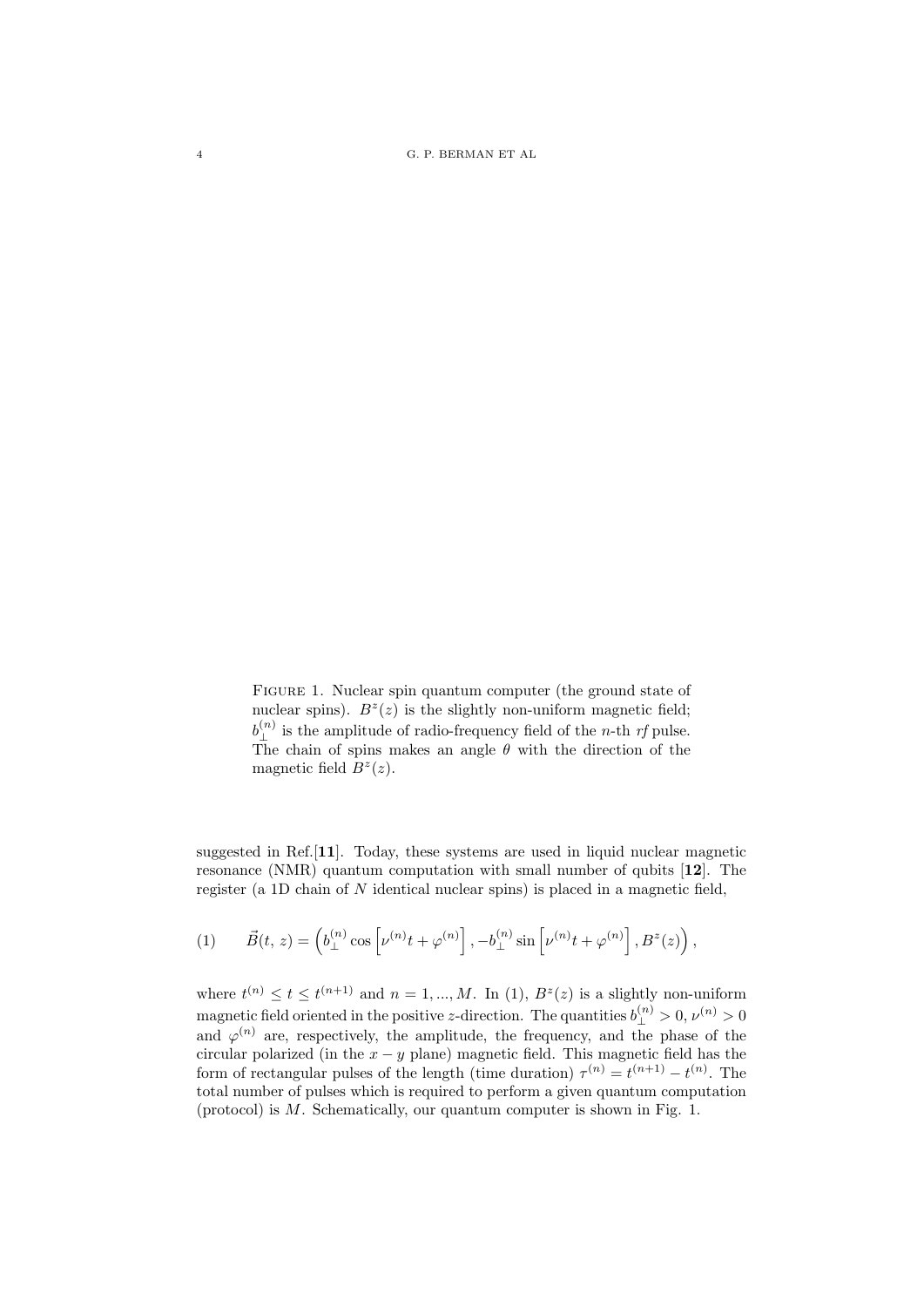FIGURE 1. Nuclear spin quantum computer (the ground state of nuclear spins). $B^z(z)$ is the slightly non-uniform magnetic field; $b_\perp^{(n)}$ is the amplitude of radio-frequency field of the $n$-th *rf* pulse. The chain of spins makes an angle $\theta$ with the direction of the magnetic field $B^z(z)$.

suggested in Ref.[**11**]. Today, these systems are used in liquid nuclear magnetic resonance (NMR) quantum computation with small number of qubits [**12**]. The register (a 1D chain of $N$ identical nuclear spins) is placed in a magnetic field,

$$\vec{B}(t,\, z) = \left(b_\perp^{(n)} \cos\left[\nu^{(n)}t + \varphi^{(n)}\right], -b_\perp^{(n)} \sin\left[\nu^{(n)}t + \varphi^{(n)}\right], B^z(z)\right), \tag{1}$$

where $t^{(n)} \leq t \leq t^{(n+1)}$ and $n = 1, ..., M$. In (1), $B^z(z)$ is a slightly non-uniform magnetic field oriented in the positive $z$-direction. The quantities $b_\perp^{(n)} > 0$, $\nu^{(n)} > 0$ and $\varphi^{(n)}$ are, respectively, the amplitude, the frequency, and the phase of the circular polarized (in the $x-y$ plane) magnetic field. This magnetic field has the form of rectangular pulses of the length (time duration) $\tau^{(n)} = t^{(n+1)} - t^{(n)}$. The total number of pulses which is required to perform a given quantum computation (protocol) is $M$. Schematically, our quantum computer is shown in Fig. 1.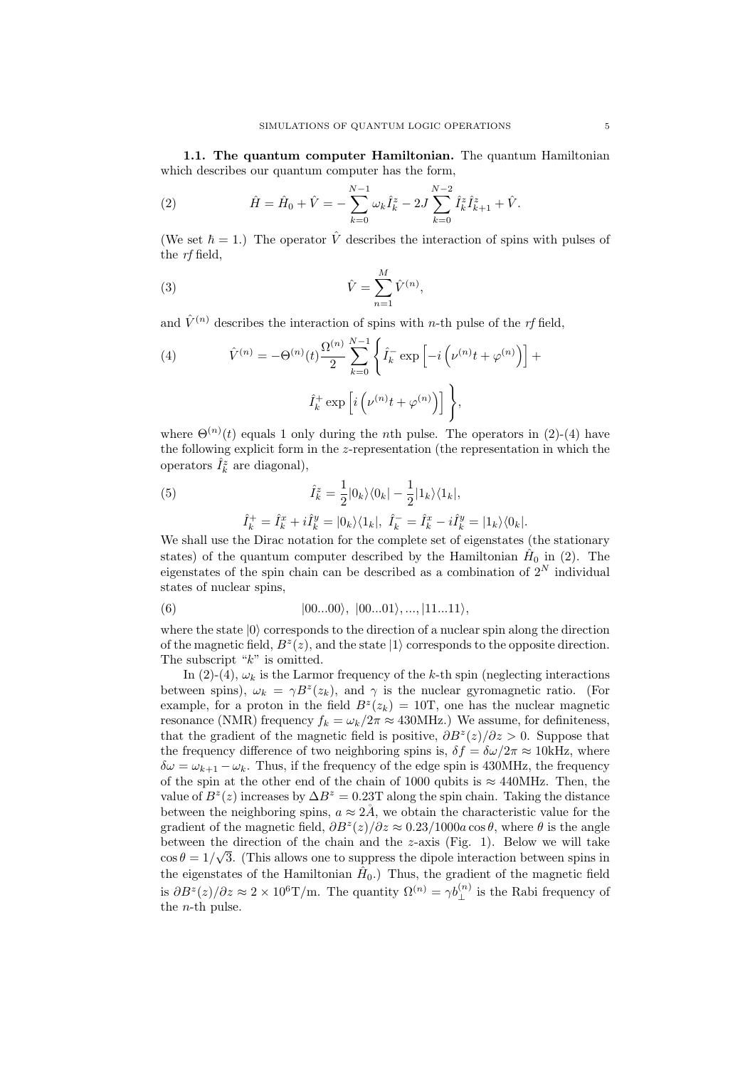**1.1. The quantum computer Hamiltonian.** The quantum Hamiltonian which describes our quantum computer has the form,

$$\hat{H} = \hat{H}_0 + \hat{V} = -\sum_{k=0}^{N-1} \omega_k \hat{I}_k^z - 2J \sum_{k=0}^{N-2} \hat{I}_k^z \hat{I}_{k+1}^z + \hat{V}. \tag{2}$$

(We set $\hbar = 1$.) The operator $\hat{V}$ describes the interaction of spins with pulses of the *rf* field,

$$\hat{V} = \sum_{n=1}^{M} \hat{V}^{(n)}, \tag{3}$$

and $\hat{V}^{(n)}$ describes the interaction of spins with $n$-th pulse of the *rf* field,

$$\hat{V}^{(n)} = -\Theta^{(n)}(t) \frac{\Omega^{(n)}}{2} \sum_{k=0}^{N-1} \left\{ \hat{I}_k^- \exp\left[-i\left(\nu^{(n)} t + \varphi^{(n)}\right)\right] + \hat{I}_k^+ \exp\left[i\left(\nu^{(n)} t + \varphi^{(n)}\right)\right] \right\}, \tag{4}$$

where $\Theta^{(n)}(t)$ equals 1 only during the $n$th pulse. The operators in (2)-(4) have the following explicit form in the $z$-representation (the representation in which the operators $\hat{I}_k^z$ are diagonal),

$$\hat{I}_k^z = \frac{1}{2}|0_k\rangle\langle 0_k| - \frac{1}{2}|1_k\rangle\langle 1_k|, \tag{5}$$

$$\hat{I}_k^+ = \hat{I}_k^x + i\hat{I}_k^y = |0_k\rangle\langle 1_k|, \ \hat{I}_k^- = \hat{I}_k^x - i\hat{I}_k^y = |1_k\rangle\langle 0_k|.$$

We shall use the Dirac notation for the complete set of eigenstates (the stationary states) of the quantum computer described by the Hamiltonian $\hat{H}_0$ in (2). The eigenstates of the spin chain can be described as a combination of $2^N$ individual states of nuclear spins,

$$|00...00\rangle, \ |00...01\rangle, ..., |11...11\rangle, \tag{6}$$

where the state $|0\rangle$ corresponds to the direction of a nuclear spin along the direction of the magnetic field, $B^z(z)$, and the state $|1\rangle$ corresponds to the opposite direction. The subscript "$k$" is omitted.

In (2)-(4), $\omega_k$ is the Larmor frequency of the $k$-th spin (neglecting interactions between spins), $\omega_k = \gamma B^z(z_k)$, and $\gamma$ is the nuclear gyromagnetic ratio. (For example, for a proton in the field $B^z(z_k) = 10$T, one has the nuclear magnetic resonance (NMR) frequency $f_k = \omega_k/2\pi \approx 430$MHz.) We assume, for definiteness, that the gradient of the magnetic field is positive, $\partial B^z(z)/\partial z > 0$. Suppose that the frequency difference of two neighboring spins is, $\delta f = \delta\omega/2\pi \approx 10$kHz, where $\delta\omega = \omega_{k+1} - \omega_k$. Thus, if the frequency of the edge spin is 430MHz, the frequency of the spin at the other end of the chain of 1000 qubits is $\approx 440$MHz. Then, the value of $B^z(z)$ increases by $\Delta B^z = 0.23$T along the spin chain. Taking the distance between the neighboring spins, $a \approx 2\mathring{A}$, we obtain the characteristic value for the gradient of the magnetic field, $\partial B^z(z)/\partial z \approx 0.23/1000a\cos\theta$, where $\theta$ is the angle between the direction of the chain and the $z$-axis (Fig. 1). Below we will take $\cos\theta = 1/\sqrt{3}$. (This allows one to suppress the dipole interaction between spins in the eigenstates of the Hamiltonian $\hat{H}_0$.) Thus, the gradient of the magnetic field is $\partial B^z(z)/\partial z \approx 2 \times 10^6$T/m. The quantity $\Omega^{(n)} = \gamma b_\perp^{(n)}$ is the Rabi frequency of the $n$-th pulse.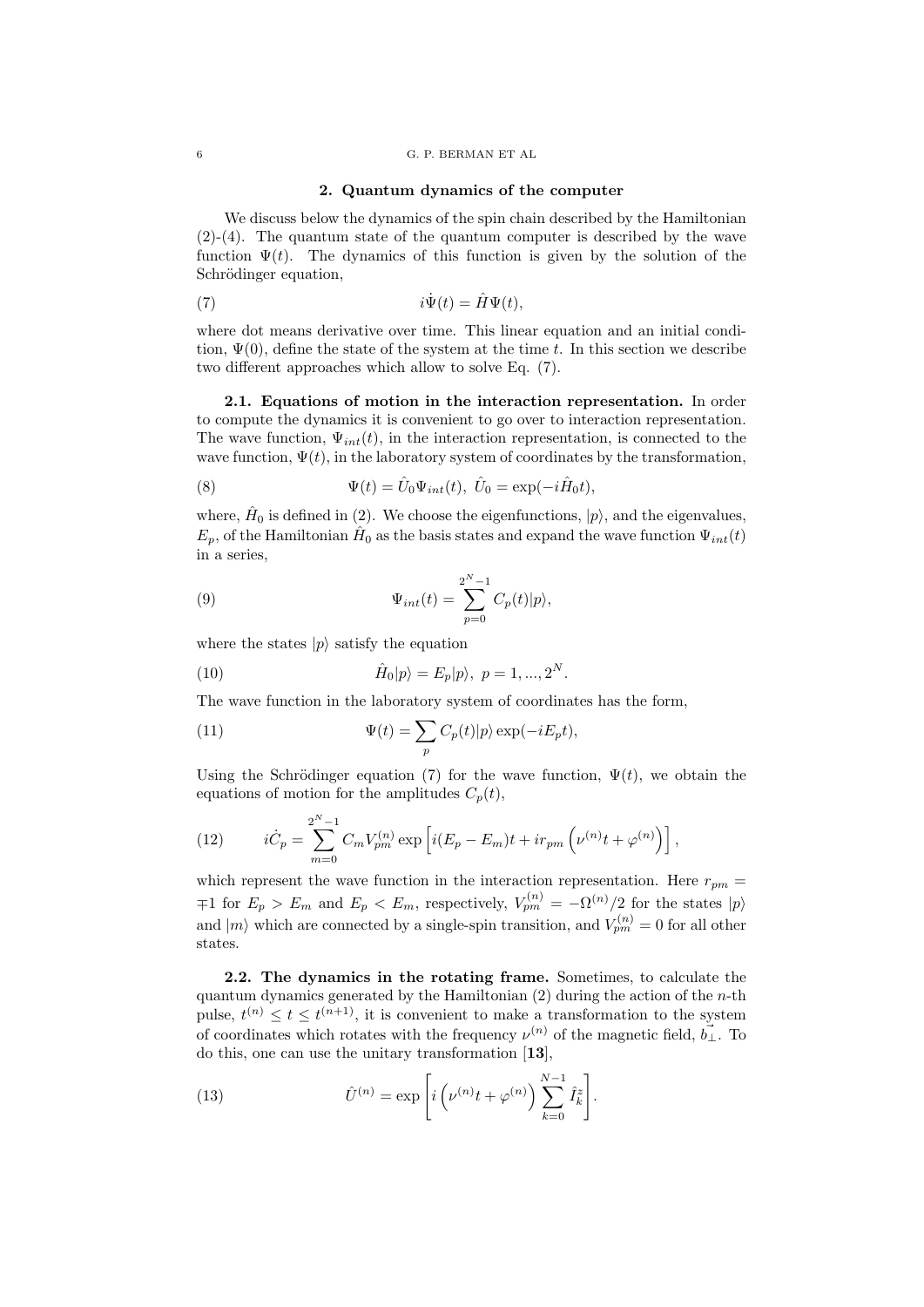## 2. Quantum dynamics of the computer

We discuss below the dynamics of the spin chain described by the Hamiltonian (2)-(4). The quantum state of the quantum computer is described by the wave function $\Psi(t)$. The dynamics of this function is given by the solution of the Schrödinger equation,

$$i\dot{\Psi}(t) = \hat{H}\Psi(t), \tag{7}$$

where dot means derivative over time. This linear equation and an initial condition, $\Psi(0)$, define the state of the system at the time $t$. In this section we describe two different approaches which allow to solve Eq. (7).

**2.1. Equations of motion in the interaction representation.** In order to compute the dynamics it is convenient to go over to interaction representation. The wave function, $\Psi_{int}(t)$, in the interaction representation, is connected to the wave function, $\Psi(t)$, in the laboratory system of coordinates by the transformation,

$$\Psi(t) = \hat{U}_0 \Psi_{int}(t), \;\; \hat{U}_0 = \exp(-i\hat{H}_0 t), \tag{8}$$

where, $\hat{H}_0$ is defined in (2). We choose the eigenfunctions, $|p\rangle$, and the eigenvalues, $E_p$, of the Hamiltonian $\hat{H}_0$ as the basis states and expand the wave function $\Psi_{int}(t)$ in a series,

$$\Psi_{int}(t) = \sum_{p=0}^{2^N-1} C_p(t)|p\rangle, \tag{9}$$

where the states $|p\rangle$ satisfy the equation

$$\hat{H}_0|p\rangle = E_p|p\rangle, \;\; p = 1, ..., 2^N. \tag{10}$$

The wave function in the laboratory system of coordinates has the form,

$$\Psi(t) = \sum_p C_p(t)|p\rangle \exp(-iE_p t), \tag{11}$$

Using the Schrödinger equation (7) for the wave function, $\Psi(t)$, we obtain the equations of motion for the amplitudes $C_p(t)$,

$$i\dot{C}_p = \sum_{m=0}^{2^N-1} C_m V_{pm}^{(n)} \exp\left[i(E_p - E_m)t + ir_{pm}\left(\nu^{(n)}t + \varphi^{(n)}\right)\right], \tag{12}$$

which represent the wave function in the interaction representation. Here $r_{pm} = \mp 1$ for $E_p > E_m$ and $E_p < E_m$, respectively, $V_{pm}^{(n)} = -\Omega^{(n)}/2$ for the states $|p\rangle$ and $|m\rangle$ which are connected by a single-spin transition, and $V_{pm}^{(n)} = 0$ for all other states.

**2.2. The dynamics in the rotating frame.** Sometimes, to calculate the quantum dynamics generated by the Hamiltonian (2) during the action of the $n$-th pulse, $t^{(n)} \leq t \leq t^{(n+1)}$, it is convenient to make a transformation to the system of coordinates which rotates with the frequency $\nu^{(n)}$ of the magnetic field, $\vec{b}_\perp$. To do this, one can use the unitary transformation [**13**],

$$\hat{U}^{(n)} = \exp\left[i\left(\nu^{(n)}t + \varphi^{(n)}\right)\sum_{k=0}^{N-1}\hat{I}_k^z\right]. \tag{13}$$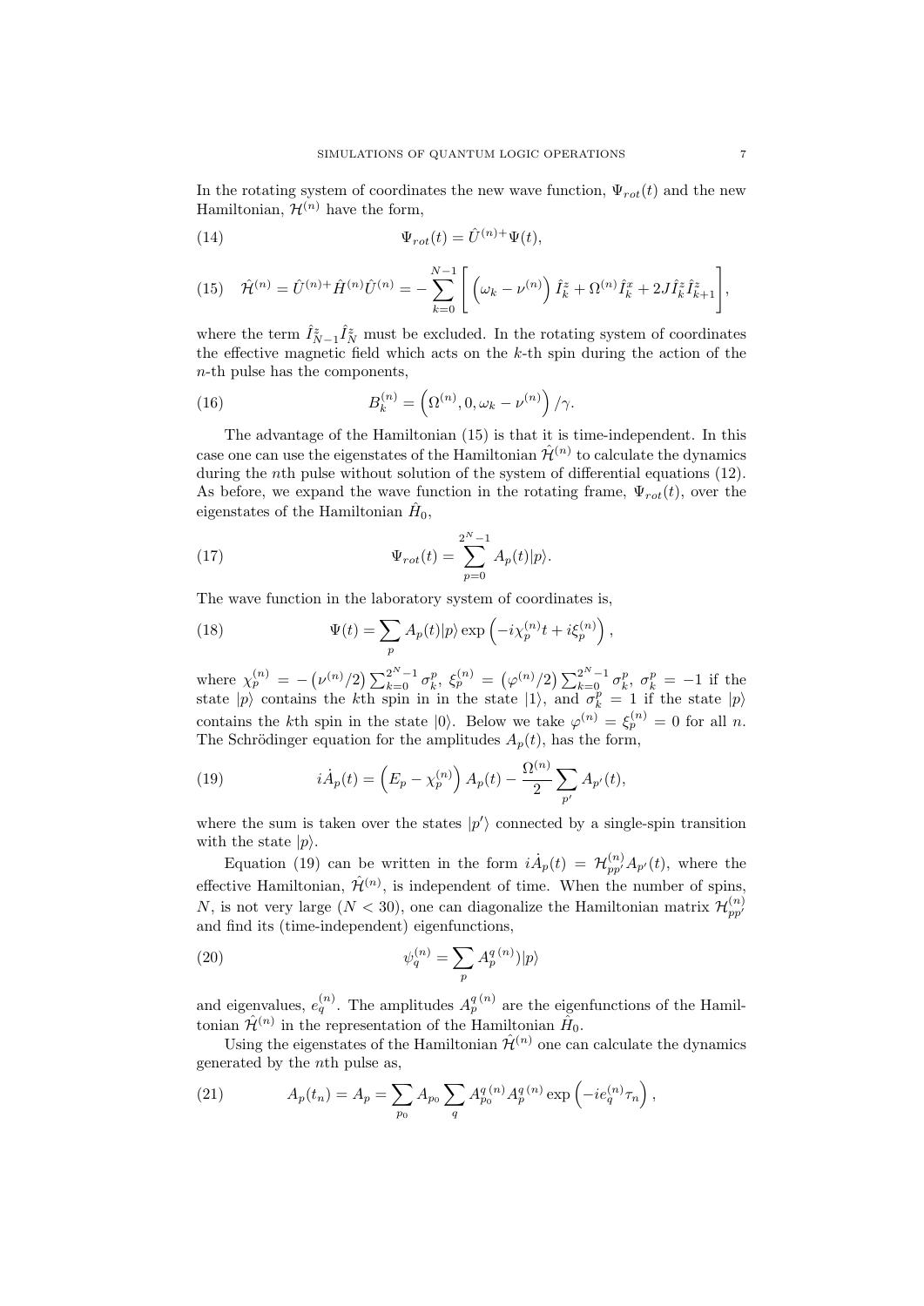In the rotating system of coordinates the new wave function, $\Psi_{rot}(t)$ and the new Hamiltonian, $\mathcal{H}^{(n)}$ have the form,

$$\Psi_{rot}(t) = \hat{U}^{(n)+}\Psi(t), \tag{14}$$

$$\hat{\mathcal{H}}^{(n)} = \hat{U}^{(n)+}\hat{H}^{(n)}\hat{U}^{(n)} = -\sum_{k=0}^{N-1}\left[\left(\omega_k - \nu^{(n)}\right)\hat{I}_k^z + \Omega^{(n)}\hat{I}_k^x + 2J\hat{I}_k^z\hat{I}_{k+1}^z\right], \tag{15}$$

where the term $\hat{I}_{N-1}^z\hat{I}_N^z$ must be excluded. In the rotating system of coordinates the effective magnetic field which acts on the $k$-th spin during the action of the $n$-th pulse has the components,

$$B_k^{(n)} = \left(\Omega^{(n)}, 0, \omega_k - \nu^{(n)}\right)/\gamma. \tag{16}$$

The advantage of the Hamiltonian (15) is that it is time-independent. In this case one can use the eigenstates of the Hamiltonian $\hat{\mathcal{H}}^{(n)}$ to calculate the dynamics during the $n$th pulse without solution of the system of differential equations (12). As before, we expand the wave function in the rotating frame, $\Psi_{rot}(t)$, over the eigenstates of the Hamiltonian $\hat{H}_0$,

$$\Psi_{rot}(t) = \sum_{p=0}^{2^N-1} A_p(t)|p\rangle. \tag{17}$$

The wave function in the laboratory system of coordinates is,

$$\Psi(t) = \sum_p A_p(t)|p\rangle \exp\left(-i\chi_p^{(n)}t + i\xi_p^{(n)}\right), \tag{18}$$

where $\chi_p^{(n)} = -\left(\nu^{(n)}/2\right)\sum_{k=0}^{2^N-1}\sigma_k^p$, $\xi_p^{(n)} = \left(\varphi^{(n)}/2\right)\sum_{k=0}^{2^N-1}\sigma_k^p$, $\sigma_k^p = -1$ if the state $|p\rangle$ contains the $k$th spin in in the state $|1\rangle$, and $\sigma_k^p = 1$ if the state $|p\rangle$ contains the $k$th spin in the state $|0\rangle$. Below we take $\varphi^{(n)} = \xi_p^{(n)} = 0$ for all $n$. The Schrödinger equation for the amplitudes $A_p(t)$, has the form,

$$i\dot{A}_p(t) = \left(E_p - \chi_p^{(n)}\right)A_p(t) - \frac{\Omega^{(n)}}{2}\sum_{p'} A_{p'}(t), \tag{19}$$

where the sum is taken over the states $|p'\rangle$ connected by a single-spin transition with the state $|p\rangle$.

Equation (19) can be written in the form $i\dot{A}_p(t) = \mathcal{H}_{pp'}^{(n)}A_{p'}(t)$, where the effective Hamiltonian, $\hat{\mathcal{H}}^{(n)}$, is independent of time. When the number of spins, $N$, is not very large ($N < 30$), one can diagonalize the Hamiltonian matrix $\mathcal{H}_{pp'}^{(n)}$ and find its (time-independent) eigenfunctions,

$$\psi_q^{(n)} = \sum_p A_p^{q\,(n)})|p\rangle \tag{20}$$

and eigenvalues, $e_q^{(n)}$. The amplitudes $A_p^{q\,(n)}$ are the eigenfunctions of the Hamiltonian $\hat{\mathcal{H}}^{(n)}$ in the representation of the Hamiltonian $\hat{H}_0$.

Using the eigenstates of the Hamiltonian $\hat{\mathcal{H}}^{(n)}$ one can calculate the dynamics generated by the $n$th pulse as,

$$A_p(t_n) = A_p = \sum_{p_0} A_{p_0}\sum_q A_{p_0}^{q\,(n)}A_p^{q\,(n)}\exp\left(-ie_q^{(n)}\tau_n\right), \tag{21}$$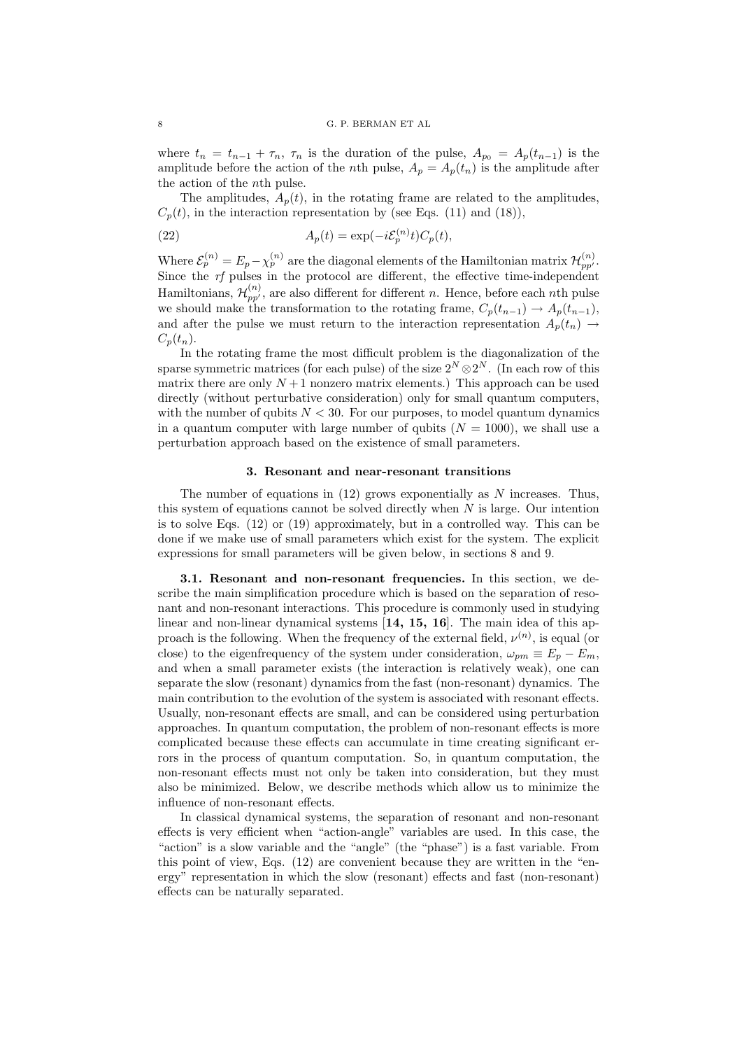where $t_n = t_{n-1} + \tau_n$, $\tau_n$ is the duration of the pulse, $A_{p_0} = A_p(t_{n-1})$ is the amplitude before the action of the $n$th pulse, $A_p = A_p(t_n)$ is the amplitude after the action of the $n$th pulse.

The amplitudes, $A_p(t)$, in the rotating frame are related to the amplitudes, $C_p(t)$, in the interaction representation by (see Eqs. (11) and (18)),

$$A_p(t) = \exp(-i\mathcal{E}_p^{(n)} t) C_p(t), \tag{22}$$

Where $\mathcal{E}_p^{(n)} = E_p - \chi_p^{(n)}$ are the diagonal elements of the Hamiltonian matrix $\mathcal{H}_{pp'}^{(n)}$. Since the *rf* pulses in the protocol are different, the effective time-independent Hamiltonians, $\mathcal{H}_{pp'}^{(n)}$, are also different for different $n$. Hence, before each $n$th pulse we should make the transformation to the rotating frame, $C_p(t_{n-1}) \rightarrow A_p(t_{n-1})$, and after the pulse we must return to the interaction representation $A_p(t_n) \rightarrow C_p(t_n)$.

In the rotating frame the most difficult problem is the diagonalization of the sparse symmetric matrices (for each pulse) of the size $2^N \otimes 2^N$. (In each row of this matrix there are only $N+1$ nonzero matrix elements.) This approach can be used directly (without perturbative consideration) only for small quantum computers, with the number of qubits $N < 30$. For our purposes, to model quantum dynamics in a quantum computer with large number of qubits ($N = 1000$), we shall use a perturbation approach based on the existence of small parameters.

## 3. Resonant and near-resonant transitions

The number of equations in (12) grows exponentially as $N$ increases. Thus, this system of equations cannot be solved directly when $N$ is large. Our intention is to solve Eqs. (12) or (19) approximately, but in a controlled way. This can be done if we make use of small parameters which exist for the system. The explicit expressions for small parameters will be given below, in sections 8 and 9.

**3.1. Resonant and non-resonant frequencies.** In this section, we describe the main simplification procedure which is based on the separation of resonant and non-resonant interactions. This procedure is commonly used in studying linear and non-linear dynamical systems [**14, 15, 16**]. The main idea of this approach is the following. When the frequency of the external field, $\nu^{(n)}$, is equal (or close) to the eigenfrequency of the system under consideration, $\omega_{pm} \equiv E_p - E_m$, and when a small parameter exists (the interaction is relatively weak), one can separate the slow (resonant) dynamics from the fast (non-resonant) dynamics. The main contribution to the evolution of the system is associated with resonant effects. Usually, non-resonant effects are small, and can be considered using perturbation approaches. In quantum computation, the problem of non-resonant effects is more complicated because these effects can accumulate in time creating significant errors in the process of quantum computation. So, in quantum computation, the non-resonant effects must not only be taken into consideration, but they must also be minimized. Below, we describe methods which allow us to minimize the influence of non-resonant effects.

In classical dynamical systems, the separation of resonant and non-resonant effects is very efficient when "action-angle" variables are used. In this case, the "action" is a slow variable and the "angle" (the "phase") is a fast variable. From this point of view, Eqs. (12) are convenient because they are written in the "energy" representation in which the slow (resonant) effects and fast (non-resonant) effects can be naturally separated.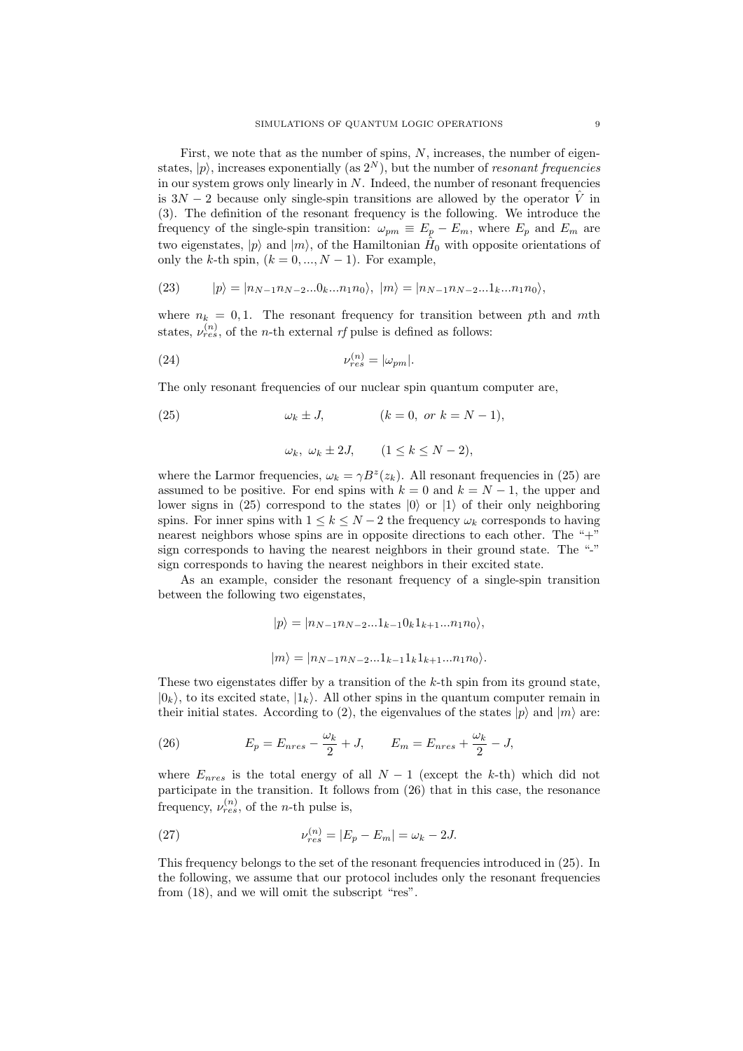First, we note that as the number of spins, $N$, increases, the number of eigenstates, $|p\rangle$, increases exponentially (as $2^N$), but the number of *resonant frequencies* in our system grows only linearly in $N$. Indeed, the number of resonant frequencies is $3N-2$ because only single-spin transitions are allowed by the operator $\hat{V}$ in (3). The definition of the resonant frequency is the following. We introduce the frequency of the single-spin transition: $\omega_{pm} \equiv E_p - E_m$, where $E_p$ and $E_m$ are two eigenstates, $|p\rangle$ and $|m\rangle$, of the Hamiltonian $\hat{H}_0$ with opposite orientations of only the $k$-th spin, $(k = 0, ..., N-1)$. For example,

$$
|p\rangle = |n_{N-1}n_{N-2}...0_k...n_1n_0\rangle, \; |m\rangle = |n_{N-1}n_{N-2}...1_k...n_1n_0\rangle, \tag{23}
$$

where $n_k = 0, 1$. The resonant frequency for transition between $p$th and $m$th states, $\nu^{(n)}_{res}$, of the $n$-th external *rf* pulse is defined as follows:

$$
\nu^{(n)}_{res} = |\omega_{pm}|. \tag{24}
$$

The only resonant frequencies of our nuclear spin quantum computer are,

$$
\omega_k \pm J, \qquad (k = 0, \; or \; k = N-1), \tag{25}
$$

$$
\omega_k, \; \omega_k \pm 2J, \qquad (1 \leq k \leq N-2),
$$

where the Larmor frequencies, $\omega_k = \gamma B^z(z_k)$. All resonant frequencies in (25) are assumed to be positive. For end spins with $k = 0$ and $k = N-1$, the upper and lower signs in (25) correspond to the states $|0\rangle$ or $|1\rangle$ of their only neighboring spins. For inner spins with $1 \leq k \leq N-2$ the frequency $\omega_k$ corresponds to having nearest neighbors whose spins are in opposite directions to each other. The "+" sign corresponds to having the nearest neighbors in their ground state. The "-" sign corresponds to having the nearest neighbors in their excited state.

As an example, consider the resonant frequency of a single-spin transition between the following two eigenstates,

$$
|p\rangle = |n_{N-1}n_{N-2}...1_{k-1}0_k1_{k+1}...n_1n_0\rangle,
$$

$$
|m\rangle = |n_{N-1}n_{N-2}...1_{k-1}1_k1_{k+1}...n_1n_0\rangle.
$$

These two eigenstates differ by a transition of the $k$-th spin from its ground state, $|0_k\rangle$, to its excited state, $|1_k\rangle$. All other spins in the quantum computer remain in their initial states. According to (2), the eigenvalues of the states $|p\rangle$ and $|m\rangle$ are:

$$
E_p = E_{nres} - \frac{\omega_k}{2} + J, \qquad E_m = E_{nres} + \frac{\omega_k}{2} - J, \tag{26}
$$

where $E_{nres}$ is the total energy of all $N-1$ (except the $k$-th) which did not participate in the transition. It follows from (26) that in this case, the resonance frequency, $\nu^{(n)}_{res}$, of the $n$-th pulse is,

$$
\nu^{(n)}_{res} = |E_p - E_m| = \omega_k - 2J. \tag{27}
$$

This frequency belongs to the set of the resonant frequencies introduced in (25). In the following, we assume that our protocol includes only the resonant frequencies from (18), and we will omit the subscript "res".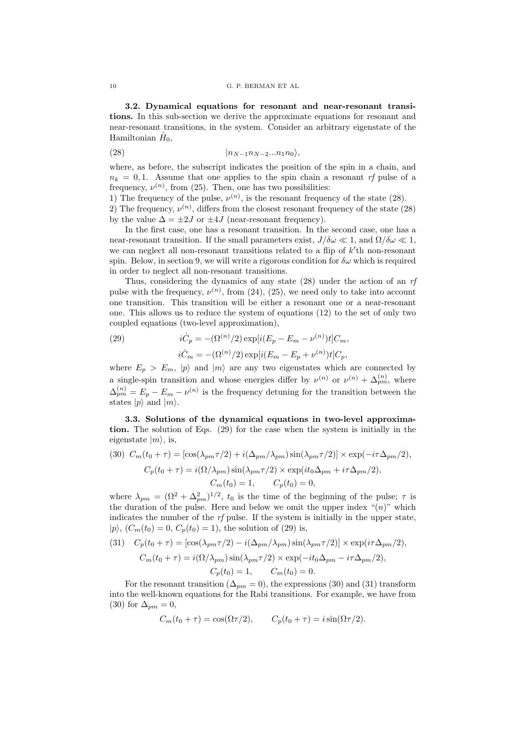**3.2. Dynamical equations for resonant and near-resonant transitions.** In this sub-section we derive the approximate equations for resonant and near-resonant transitions, in the system. Consider an arbitrary eigenstate of the Hamiltonian $\hat{H}_0$,

$$|n_{N-1}n_{N-2}...n_1n_0\rangle, \tag{28}$$

where, as before, the subscript indicates the position of the spin in a chain, and $n_k = 0, 1$. Assume that one applies to the spin chain a resonant *rf* pulse of a frequency, $\nu^{(n)}$, from (25). Then, one has two possibilities:

1) The frequency of the pulse, $\nu^{(n)}$, is the resonant frequency of the state (28).
2) The frequency, $\nu^{(n)}$, differs from the closest resonant frequency of the state (28) by the value $\Delta = \pm 2J$ or $\pm 4J$ (near-resonant frequency).

In the first case, one has a resonant transition. In the second case, one has a near-resonant transition. If the small parameters exist, $J/\delta\omega \ll 1$, and $\Omega/\delta\omega \ll 1$, we can neglect all non-resonant transitions related to a flip of $k'$th non-resonant spin. Below, in section 9, we will write a rigorous condition for $\delta\omega$ which is required in order to neglect all non-resonant transitions.

Thus, considering the dynamics of any state (28) under the action of an *rf* pulse with the frequency, $\nu^{(n)}$, from (24), (25), we need only to take into account one transition. This transition will be either a resonant one or a near-resonant one. This allows us to reduce the system of equations (12) to the set of only two coupled equations (two-level approximation),

$$i\dot{C}_p = -(\Omega^{(n)}/2)\exp[i(E_p - E_m - \nu^{(n)})t]C_m, \tag{29}$$
$$i\dot{C}_m = -(\Omega^{(n)}/2)\exp[i(E_m - E_p + \nu^{(n)})t]C_p,$$

where $E_p > E_m$, $|p\rangle$ and $|m\rangle$ are any two eigenstates which are connected by a single-spin transition and whose energies differ by $\nu^{(n)}$ or $\nu^{(n)} + \Delta^{(n)}_{pm}$, where $\Delta^{(n)}_{pm} = E_p - E_m - \nu^{(n)}$ is the frequency detuning for the transition between the states $|p\rangle$ and $|m\rangle$.

**3.3. Solutions of the dynamical equations in two-level approximation.** The solution of Eqs. (29) for the case when the system is initially in the eigenstate $|m\rangle$, is,

$$C_m(t_0 + \tau) = [\cos(\lambda_{pm}\tau/2) + i(\Delta_{pm}/\lambda_{pm})\sin(\lambda_{pm}\tau/2)] \times \exp(-i\tau\Delta_{pm}/2), \tag{30}$$
$$C_p(t_0 + \tau) = i(\Omega/\lambda_{pm})\sin(\lambda_{pm}\tau/2) \times \exp(it_0\Delta_{pm} + i\tau\Delta_{pm}/2),$$
$$C_m(t_0) = 1, \qquad C_p(t_0) = 0,$$

where $\lambda_{pm} = (\Omega^2 + \Delta^2_{pm})^{1/2}$, $t_0$ is the time of the beginning of the pulse; $\tau$ is the duration of the pulse. Here and below we omit the upper index "$(n)$" which indicates the number of the *rf* pulse. If the system is initially in the upper state, $|p\rangle$, ($C_m(t_0) = 0$, $C_p(t_0) = 1$), the solution of (29) is,

$$C_p(t_0 + \tau) = [\cos(\lambda_{pm}\tau/2) - i(\Delta_{pm}/\lambda_{pm})\sin(\lambda_{pm}\tau/2)] \times \exp(i\tau\Delta_{pm}/2), \tag{31}$$
$$C_m(t_0 + \tau) = i(\Omega/\lambda_{pm})\sin(\lambda_{pm}\tau/2) \times \exp(-it_0\Delta_{pm} - i\tau\Delta_{pm}/2),$$
$$C_p(t_0) = 1, \qquad C_m(t_0) = 0.$$

For the resonant transition ($\Delta_{pm} = 0$), the expressions (30) and (31) transform into the well-known equations for the Rabi transitions. For example, we have from (30) for $\Delta_{pm} = 0$,

$$C_m(t_0 + \tau) = \cos(\Omega\tau/2), \qquad C_p(t_0 + \tau) = i\sin(\Omega\tau/2).$$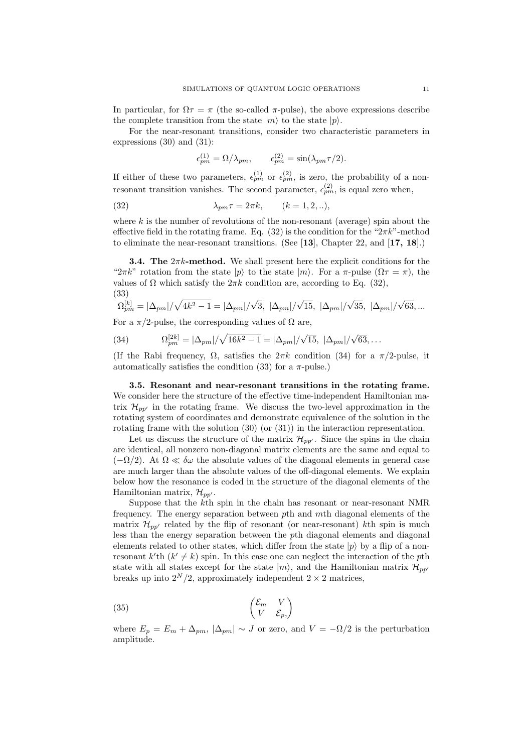In particular, for $\Omega\tau = \pi$ (the so-called $\pi$-pulse), the above expressions describe the complete transition from the state $|m\rangle$ to the state $|p\rangle$.

For the near-resonant transitions, consider two characteristic parameters in expressions (30) and (31):

$$\epsilon_{pm}^{(1)} = \Omega/\lambda_{pm}, \qquad \epsilon_{pm}^{(2)} = \sin(\lambda_{pm}\tau/2).$$

If either of these two parameters, $\epsilon_{pm}^{(1)}$ or $\epsilon_{pm}^{(2)}$, is zero, the probability of a non-resonant transition vanishes. The second parameter, $\epsilon_{pm}^{(2)}$, is equal zero when,

$$\lambda_{pm}\tau = 2\pi k, \qquad (k = 1, 2, ..), \tag{32}$$

where $k$ is the number of revolutions of the non-resonant (average) spin about the effective field in the rotating frame. Eq. (32) is the condition for the "$2\pi k$"-method to eliminate the near-resonant transitions. (See [**13**], Chapter 22, and [**17, 18**].)

**3.4. The $2\pi k$-method.** We shall present here the explicit conditions for the "$2\pi k$" rotation from the state $|p\rangle$ to the state $|m\rangle$. For a $\pi$-pulse ($\Omega\tau = \pi$), the values of $\Omega$ which satisfy the $2\pi k$ condition are, according to Eq. (32),

$$\Omega_{pm}^{[k]} = |\Delta_{pm}|/\sqrt{4k^2 - 1} = |\Delta_{pm}|/\sqrt{3},\ |\Delta_{pm}|/\sqrt{15},\ |\Delta_{pm}|/\sqrt{35},\ |\Delta_{pm}|/\sqrt{63}, ... \tag{33}$$

For a $\pi/2$-pulse, the corresponding values of $\Omega$ are,

$$\Omega_{pm}^{[2k]} = |\Delta_{pm}|/\sqrt{16k^2 - 1} = |\Delta_{pm}|/\sqrt{15},\ |\Delta_{pm}|/\sqrt{63}, \dots \tag{34}$$

(If the Rabi frequency, $\Omega$, satisfies the $2\pi k$ condition (34) for a $\pi/2$-pulse, it automatically satisfies the condition (33) for a $\pi$-pulse.)

**3.5. Resonant and near-resonant transitions in the rotating frame.** We consider here the structure of the effective time-independent Hamiltonian matrix $\mathcal{H}_{pp'}$ in the rotating frame. We discuss the two-level approximation in the rotating system of coordinates and demonstrate equivalence of the solution in the rotating frame with the solution (30) (or (31)) in the interaction representation.

Let us discuss the structure of the matrix $\mathcal{H}_{pp'}$. Since the spins in the chain are identical, all nonzero non-diagonal matrix elements are the same and equal to $(-\Omega/2)$. At $\Omega \ll \delta\omega$ the absolute values of the diagonal elements in general case are much larger than the absolute values of the off-diagonal elements. We explain below how the resonance is coded in the structure of the diagonal elements of the Hamiltonian matrix, $\mathcal{H}_{pp'}$.

Suppose that the $k$th spin in the chain has resonant or near-resonant NMR frequency. The energy separation between $p$th and $m$th diagonal elements of the matrix $\mathcal{H}_{pp'}$ related by the flip of resonant (or near-resonant) $k$th spin is much less than the energy separation between the $p$th diagonal elements and diagonal elements related to other states, which differ from the state $|p\rangle$ by a flip of a non-resonant $k'$th ($k' \neq k$) spin. In this case one can neglect the interaction of the $p$th state with all states except for the state $|m\rangle$, and the Hamiltonian matrix $\mathcal{H}_{pp'}$ breaks up into $2^N/2$, approximately independent $2 \times 2$ matrices,

$$\begin{pmatrix} \mathcal{E}_m & V \\ V & \mathcal{E}_p, \end{pmatrix} \tag{35}$$

where $E_p = E_m + \Delta_{pm}$, $|\Delta_{pm}| \sim J$ or zero, and $V = -\Omega/2$ is the perturbation amplitude.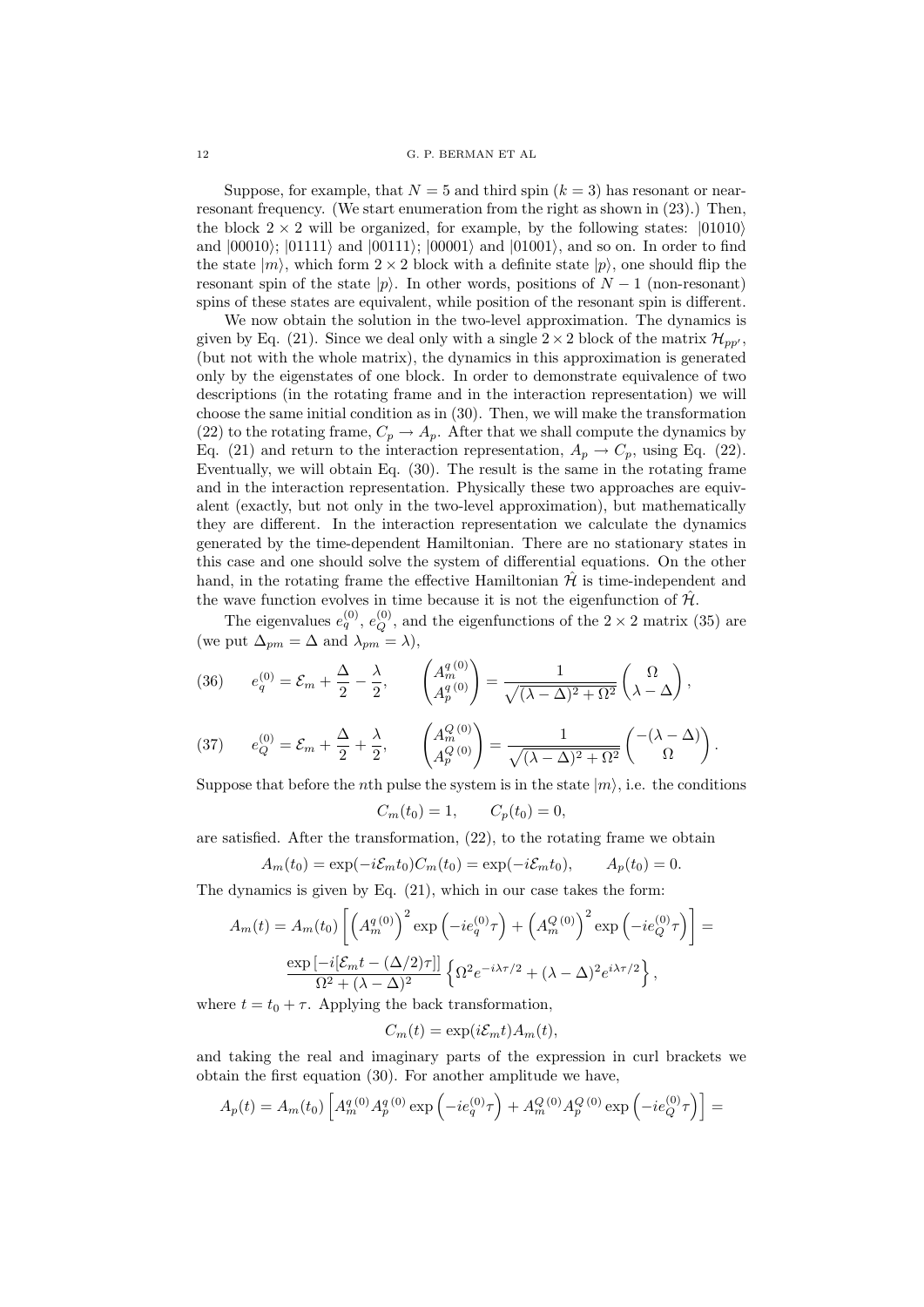Suppose, for example, that $N = 5$ and third spin ($k = 3$) has resonant or near-resonant frequency. (We start enumeration from the right as shown in (23).) Then, the block $2 \times 2$ will be organized, for example, by the following states: $|01010\rangle$ and $|00010\rangle$; $|01111\rangle$ and $|00111\rangle$; $|00001\rangle$ and $|01001\rangle$, and so on. In order to find the state $|m\rangle$, which form $2 \times 2$ block with a definite state $|p\rangle$, one should flip the resonant spin of the state $|p\rangle$. In other words, positions of $N - 1$ (non-resonant) spins of these states are equivalent, while position of the resonant spin is different.

We now obtain the solution in the two-level approximation. The dynamics is given by Eq. (21). Since we deal only with a single $2 \times 2$ block of the matrix $\mathcal{H}_{pp'}$, (but not with the whole matrix), the dynamics in this approximation is generated only by the eigenstates of one block. In order to demonstrate equivalence of two descriptions (in the rotating frame and in the interaction representation) we will choose the same initial condition as in (30). Then, we will make the transformation (22) to the rotating frame, $C_p \to A_p$. After that we shall compute the dynamics by Eq. (21) and return to the interaction representation, $A_p \to C_p$, using Eq. (22). Eventually, we will obtain Eq. (30). The result is the same in the rotating frame and in the interaction representation. Physically these two approaches are equivalent (exactly, but not only in the two-level approximation), but mathematically they are different. In the interaction representation we calculate the dynamics generated by the time-dependent Hamiltonian. There are no stationary states in this case and one should solve the system of differential equations. On the other hand, in the rotating frame the effective Hamiltonian $\hat{\mathcal{H}}$ is time-independent and the wave function evolves in time because it is not the eigenfunction of $\hat{\mathcal{H}}$.

The eigenvalues $e_q^{(0)}$, $e_Q^{(0)}$, and the eigenfunctions of the $2 \times 2$ matrix (35) are (we put $\Delta_{pm} = \Delta$ and $\lambda_{pm} = \lambda$),

$$(36) \qquad e_q^{(0)} = \mathcal{E}_m + \frac{\Delta}{2} - \frac{\lambda}{2}, \qquad \begin{pmatrix} A_m^{q\,(0)} \\ A_p^{q\,(0)} \end{pmatrix} = \frac{1}{\sqrt{(\lambda - \Delta)^2 + \Omega^2}} \begin{pmatrix} \Omega \\ \lambda - \Delta \end{pmatrix},$$

$$(37) \qquad e_Q^{(0)} = \mathcal{E}_m + \frac{\Delta}{2} + \frac{\lambda}{2}, \qquad \begin{pmatrix} A_m^{Q\,(0)} \\ A_p^{Q\,(0)} \end{pmatrix} = \frac{1}{\sqrt{(\lambda - \Delta)^2 + \Omega^2}} \begin{pmatrix} -(\lambda - \Delta) \\ \Omega \end{pmatrix}.$$

Suppose that before the $n$th pulse the system is in the state $|m\rangle$, i.e. the conditions

$$C_m(t_0) = 1, \qquad C_p(t_0) = 0,$$

are satisfied. After the transformation, (22), to the rotating frame we obtain

$$A_m(t_0) = \exp(-i\mathcal{E}_m t_0) C_m(t_0) = \exp(-i\mathcal{E}_m t_0), \qquad A_p(t_0) = 0.$$

The dynamics is given by Eq. (21), which in our case takes the form:

$$A_m(t) = A_m(t_0) \left[ \left(A_m^{q\,(0)}\right)^2 \exp\left(-ie_q^{(0)}\tau\right) + \left(A_m^{Q\,(0)}\right)^2 \exp\left(-ie_Q^{(0)}\tau\right) \right] =$$

$$\frac{\exp\left[-i[\mathcal{E}_m t - (\Delta/2)\tau]\right]}{\Omega^2 + (\lambda - \Delta)^2} \left\{ \Omega^2 e^{-i\lambda\tau/2} + (\lambda - \Delta)^2 e^{i\lambda\tau/2} \right\},$$

where $t = t_0 + \tau$. Applying the back transformation,

$$C_m(t) = \exp(i\mathcal{E}_m t) A_m(t),$$

and taking the real and imaginary parts of the expression in curl brackets we obtain the first equation (30). For another amplitude we have,

$$A_p(t) = A_m(t_0) \left[ A_m^{q\,(0)} A_p^{q\,(0)} \exp\left(-ie_q^{(0)}\tau\right) + A_m^{Q\,(0)} A_p^{Q\,(0)} \exp\left(-ie_Q^{(0)}\tau\right) \right] =$$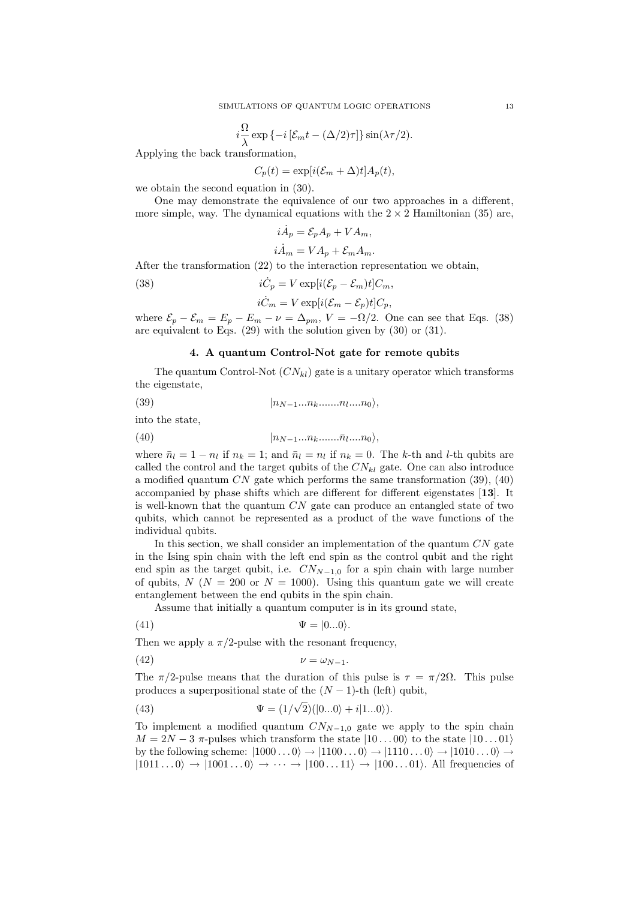$$i\frac{\Omega}{\lambda}\exp\left\{-i\left[\mathcal{E}_m t-(\Delta/2)\tau\right]\right\}\sin(\lambda\tau/2).$$

Applying the back transformation,

$$C_p(t)=\exp[i(\mathcal{E}_m+\Delta)t]A_p(t),$$

we obtain the second equation in (30).

One may demonstrate the equivalence of our two approaches in a different, more simple, way. The dynamical equations with the $2\times 2$ Hamiltonian (35) are,

$$i\dot{A}_p=\mathcal{E}_p A_p+VA_m,$$

$$i\dot{A}_m=VA_p+\mathcal{E}_m A_m.$$

After the transformation (22) to the interaction representation we obtain,

$$i\dot{C}_p=V\exp[i(\mathcal{E}_p-\mathcal{E}_m)t]C_m, \tag{38}$$

$$i\dot{C}_m=V\exp[i(\mathcal{E}_m-\mathcal{E}_p)t]C_p,$$

where $\mathcal{E}_p-\mathcal{E}_m=E_p-E_m-\nu=\Delta_{pm}$, $V=-\Omega/2$. One can see that Eqs. (38) are equivalent to Eqs. (29) with the solution given by (30) or (31).

## 4. A quantum Control-Not gate for remote qubits

The quantum Control-Not ($CN_{kl}$) gate is a unitary operator which transforms the eigenstate,

$$|n_{N-1}...n_k.......n_l....n_0\rangle, \tag{39}$$

into the state,

$$|n_{N-1}...n_k.......\bar{n}_l....n_0\rangle, \tag{40}$$

where $\bar{n}_l=1-n_l$ if $n_k=1$; and $\bar{n}_l=n_l$ if $n_k=0$. The $k$-th and $l$-th qubits are called the control and the target qubits of the $CN_{kl}$ gate. One can also introduce a modified quantum $CN$ gate which performs the same transformation (39), (40) accompanied by phase shifts which are different for different eigenstates [**13**]. It is well-known that the quantum $CN$ gate can produce an entangled state of two qubits, which cannot be represented as a product of the wave functions of the individual qubits.

In this section, we shall consider an implementation of the quantum $CN$ gate in the Ising spin chain with the left end spin as the control qubit and the right end spin as the target qubit, i.e. $CN_{N-1,0}$ for a spin chain with large number of qubits, $N$ ($N=200$ or $N=1000$). Using this quantum gate we will create entanglement between the end qubits in the spin chain.

Assume that initially a quantum computer is in its ground state,

$$\Psi=|0...0\rangle. \tag{41}$$

Then we apply a $\pi/2$-pulse with the resonant frequency,

$$\nu=\omega_{N-1}. \tag{42}$$

The $\pi/2$-pulse means that the duration of this pulse is $\tau=\pi/2\Omega$. This pulse produces a superpositional state of the $(N-1)$-th (left) qubit,

$$\Psi=(1/\sqrt{2})(|0...0\rangle+i|1...0\rangle). \tag{43}$$

To implement a modified quantum $CN_{N-1,0}$ gate we apply to the spin chain $M=2N-3$ $\pi$-pulses which transform the state $|10\dots00\rangle$ to the state $|10\dots01\rangle$ by the following scheme: $|1000\dots0\rangle\rightarrow|1100\dots0\rangle\rightarrow|1110\dots0\rangle\rightarrow|1010\dots0\rangle\rightarrow|1011\dots0\rangle\rightarrow|1001\dots0\rangle\rightarrow\dots\rightarrow|100\dots11\rangle\rightarrow|100\dots01\rangle$. All frequencies of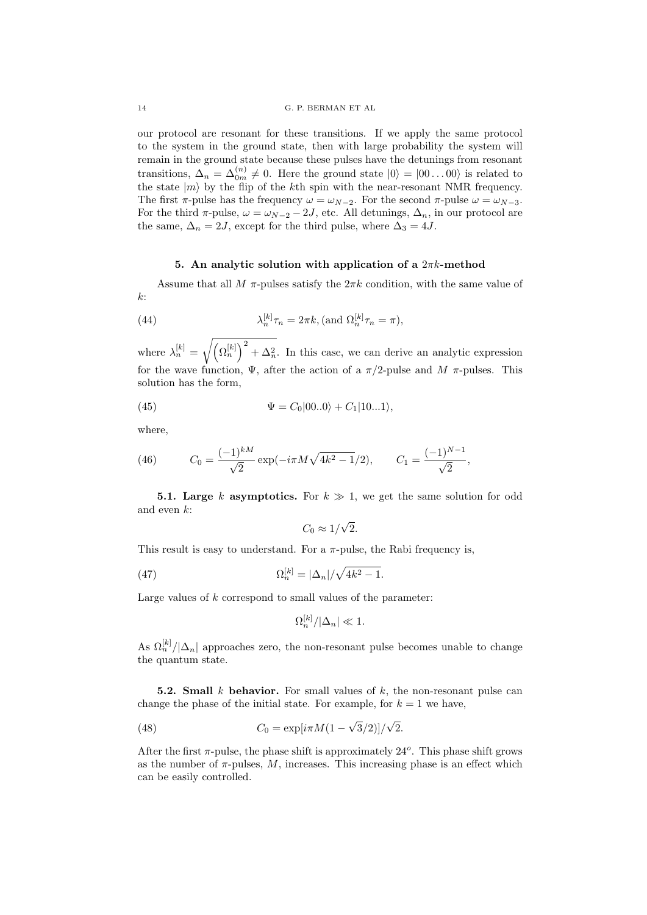our protocol are resonant for these transitions. If we apply the same protocol to the system in the ground state, then with large probability the system will remain in the ground state because these pulses have the detunings from resonant transitions, $\Delta_n = \Delta_{0m}^{(n)} \neq 0$. Here the ground state $|0\rangle = |00\dots00\rangle$ is related to the state $|m\rangle$ by the flip of the $k$th spin with the near-resonant NMR frequency. The first $\pi$-pulse has the frequency $\omega = \omega_{N-2}$. For the second $\pi$-pulse $\omega = \omega_{N-3}$. For the third $\pi$-pulse, $\omega = \omega_{N-2} - 2J$, etc. All detunings, $\Delta_n$, in our protocol are the same, $\Delta_n = 2J$, except for the third pulse, where $\Delta_3 = 4J$.

## 5. An analytic solution with application of a $2\pi k$-method

Assume that all $M$ $\pi$-pulses satisfy the $2\pi k$ condition, with the same value of $k$:

$$\lambda_n^{[k]}\tau_n = 2\pi k, (\text{and } \Omega_n^{[k]}\tau_n = \pi), \tag{44}$$

where $\lambda_n^{[k]} = \sqrt{\left(\Omega_n^{[k]}\right)^2 + \Delta_n^2}$. In this case, we can derive an analytic expression for the wave function, $\Psi$, after the action of a $\pi/2$-pulse and $M$ $\pi$-pulses. This solution has the form,

$$\Psi = C_0|00..0\rangle + C_1|10...1\rangle, \tag{45}$$

where,

$$C_0 = \frac{(-1)^{kM}}{\sqrt{2}}\exp(-i\pi M\sqrt{4k^2-1}/2), \qquad C_1 = \frac{(-1)^{N-1}}{\sqrt{2}}, \tag{46}$$

**5.1. Large $k$ asymptotics.** For $k \gg 1$, we get the same solution for odd and even $k$:

$$C_0 \approx 1/\sqrt{2}.$$

This result is easy to understand. For a $\pi$-pulse, the Rabi frequency is,

$$\Omega_n^{[k]} = |\Delta_n|/\sqrt{4k^2-1}. \tag{47}$$

Large values of $k$ correspond to small values of the parameter:

$$\Omega_n^{[k]}/|\Delta_n| \ll 1.$$

As $\Omega_n^{[k]}/|\Delta_n|$ approaches zero, the non-resonant pulse becomes unable to change the quantum state.

**5.2. Small $k$ behavior.** For small values of $k$, the non-resonant pulse can change the phase of the initial state. For example, for $k = 1$ we have,

$$C_0 = \exp[i\pi M(1 - \sqrt{3}/2)]/\sqrt{2}. \tag{48}$$

After the first $\pi$-pulse, the phase shift is approximately $24^o$. This phase shift grows as the number of $\pi$-pulses, $M$, increases. This increasing phase is an effect which can be easily controlled.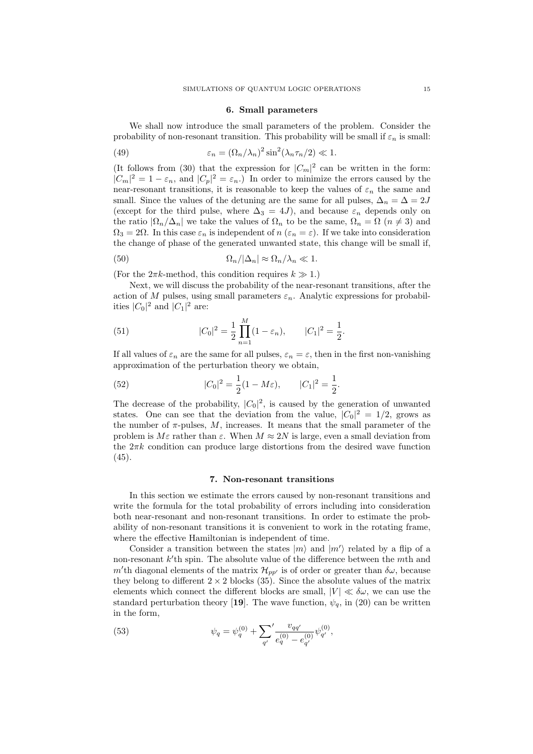## 6. Small parameters

We shall now introduce the small parameters of the problem. Consider the probability of non-resonant transition. This probability will be small if $\varepsilon_n$ is small:

$$\varepsilon_n = (\Omega_n/\lambda_n)^2 \sin^2(\lambda_n \tau_n/2) \ll 1. \tag{49}$$

(It follows from (30) that the expression for $|C_m|^2$ can be written in the form: $|C_m|^2 = 1 - \varepsilon_n$, and $|C_p|^2 = \varepsilon_n$.) In order to minimize the errors caused by the near-resonant transitions, it is reasonable to keep the values of $\varepsilon_n$ the same and small. Since the values of the detuning are the same for all pulses, $\Delta_n = \Delta = 2J$ (except for the third pulse, where $\Delta_3 = 4J$), and because $\varepsilon_n$ depends only on the ratio $|\Omega_n/\Delta_n|$ we take the values of $\Omega_n$ to be the same, $\Omega_n = \Omega$ $(n \neq 3)$ and $\Omega_3 = 2\Omega$. In this case $\varepsilon_n$ is independent of $n$ $(\varepsilon_n = \varepsilon)$. If we take into consideration the change of phase of the generated unwanted state, this change will be small if,

$$\Omega_n/|\Delta_n| \approx \Omega_n/\lambda_n \ll 1. \tag{50}$$

(For the $2\pi k$-method, this condition requires $k \gg 1$.)

Next, we will discuss the probability of the near-resonant transitions, after the action of $M$ pulses, using small parameters $\varepsilon_n$. Analytic expressions for probabilities $|C_0|^2$ and $|C_1|^2$ are:

$$|C_0|^2 = \frac{1}{2}\prod_{n=1}^{M}(1-\varepsilon_n), \qquad |C_1|^2 = \frac{1}{2}. \tag{51}$$

If all values of $\varepsilon_n$ are the same for all pulses, $\varepsilon_n = \varepsilon$, then in the first non-vanishing approximation of the perturbation theory we obtain,

$$|C_0|^2 = \frac{1}{2}(1 - M\varepsilon), \qquad |C_1|^2 = \frac{1}{2}. \tag{52}$$

The decrease of the probability, $|C_0|^2$, is caused by the generation of unwanted states. One can see that the deviation from the value, $|C_0|^2 = 1/2$, grows as the number of $\pi$-pulses, $M$, increases. It means that the small parameter of the problem is $M\varepsilon$ rather than $\varepsilon$. When $M \approx 2N$ is large, even a small deviation from the $2\pi k$ condition can produce large distortions from the desired wave function (45).

## 7. Non-resonant transitions

In this section we estimate the errors caused by non-resonant transitions and write the formula for the total probability of errors including into consideration both near-resonant and non-resonant transitions. In order to estimate the probability of non-resonant transitions it is convenient to work in the rotating frame, where the effective Hamiltonian is independent of time.

Consider a transition between the states $|m\rangle$ and $|m'\rangle$ related by a flip of a non-resonant $k'$th spin. The absolute value of the difference between the $m$th and $m'$th diagonal elements of the matrix $\mathcal{H}_{pp'}$ is of order or greater than $\delta\omega$, because they belong to different $2 \times 2$ blocks (35). Since the absolute values of the matrix elements which connect the different blocks are small, $|V| \ll \delta\omega$, we can use the standard perturbation theory [**19**]. The wave function, $\psi_q$, in (20) can be written in the form,

$$\psi_q = \psi_q^{(0)} + {\sum_{q'}}' \frac{v_{qq'}}{e_q^{(0)} - e_{q'}^{(0)}} \psi_{q'}^{(0)}, \tag{53}$$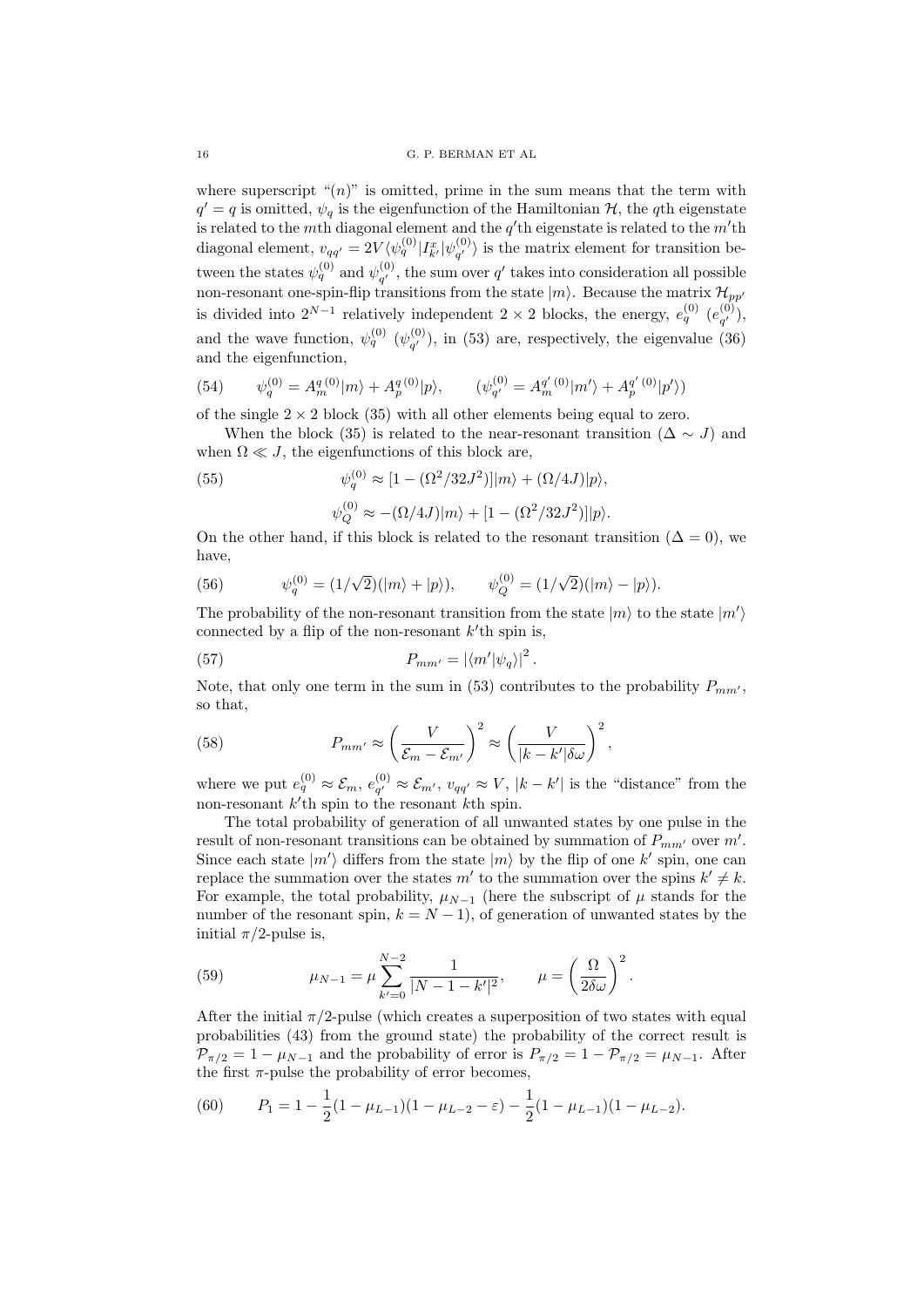where superscript "$(n)$" is omitted, prime in the sum means that the term with $q' = q$ is omitted, $\psi_q$ is the eigenfunction of the Hamiltonian $\mathcal{H}$, the $q$th eigenstate is related to the $m$th diagonal element and the $q'$th eigenstate is related to the $m'$th diagonal element, $v_{qq'} = 2V\langle\psi_q^{(0)}|I_{k'}^x|\psi_{q'}^{(0)}\rangle$ is the matrix element for transition between the states $\psi_q^{(0)}$ and $\psi_{q'}^{(0)}$, the sum over $q'$ takes into consideration all possible non-resonant one-spin-flip transitions from the state $|m\rangle$. Because the matrix $\mathcal{H}_{pp'}$ is divided into $2^{N-1}$ relatively independent $2\times 2$ blocks, the energy, $e_q^{(0)}$ ($e_{q'}^{(0)}$), and the wave function, $\psi_q^{(0)}$ ($\psi_{q'}^{(0)}$), in (53) are, respectively, the eigenvalue (36) and the eigenfunction,

$$\psi_q^{(0)} = A_m^{q\,(0)}|m\rangle + A_p^{q\,(0)}|p\rangle, \qquad (\psi_{q'}^{(0)} = A_m^{q'\,(0)}|m'\rangle + A_p^{q'\,(0)}|p'\rangle) \tag{54}$$

of the single $2\times 2$ block (35) with all other elements being equal to zero.

When the block (35) is related to the near-resonant transition ($\Delta \sim J$) and when $\Omega \ll J$, the eigenfunctions of this block are,

$$\psi_q^{(0)} \approx [1-(\Omega^2/32J^2)]|m\rangle + (\Omega/4J)|p\rangle, \tag{55}$$

$$\psi_Q^{(0)} \approx -(\Omega/4J)|m\rangle + [1-(\Omega^2/32J^2)]|p\rangle.$$

On the other hand, if this block is related to the resonant transition ($\Delta = 0$), we have,

$$\psi_q^{(0)} = (1/\sqrt{2})(|m\rangle + |p\rangle), \qquad \psi_Q^{(0)} = (1/\sqrt{2})(|m\rangle - |p\rangle). \tag{56}$$

The probability of the non-resonant transition from the state $|m\rangle$ to the state $|m'\rangle$ connected by a flip of the non-resonant $k'$th spin is,

$$P_{mm'} = |\langle m'|\psi_q\rangle|^2. \tag{57}$$

Note, that only one term in the sum in (53) contributes to the probability $P_{mm'}$, so that,

$$P_{mm'} \approx \left(\frac{V}{\mathcal{E}_m - \mathcal{E}_{m'}}\right)^2 \approx \left(\frac{V}{|k-k'|\delta\omega}\right)^2, \tag{58}$$

where we put $e_q^{(0)} \approx \mathcal{E}_m$, $e_{q'}^{(0)} \approx \mathcal{E}_{m'}$, $v_{qq'} \approx V$, $|k-k'|$ is the "distance" from the non-resonant $k'$th spin to the resonant $k$th spin.

The total probability of generation of all unwanted states by one pulse in the result of non-resonant transitions can be obtained by summation of $P_{mm'}$ over $m'$. Since each state $|m'\rangle$ differs from the state $|m\rangle$ by the flip of one $k'$ spin, one can replace the summation over the states $m'$ to the summation over the spins $k' \neq k$. For example, the total probability, $\mu_{N-1}$ (here the subscript of $\mu$ stands for the number of the resonant spin, $k = N-1$), of generation of unwanted states by the initial $\pi/2$-pulse is,

$$\mu_{N-1} = \mu \sum_{k'=0}^{N-2} \frac{1}{|N-1-k'|^2}, \qquad \mu = \left(\frac{\Omega}{2\delta\omega}\right)^2. \tag{59}$$

After the initial $\pi/2$-pulse (which creates a superposition of two states with equal probabilities (43) from the ground state) the probability of the correct result is $\mathcal{P}_{\pi/2} = 1 - \mu_{N-1}$ and the probability of error is $P_{\pi/2} = 1 - \mathcal{P}_{\pi/2} = \mu_{N-1}$. After the first $\pi$-pulse the probability of error becomes,

$$P_1 = 1 - \frac{1}{2}(1-\mu_{L-1})(1-\mu_{L-2}-\varepsilon) - \frac{1}{2}(1-\mu_{L-1})(1-\mu_{L-2}). \tag{60}$$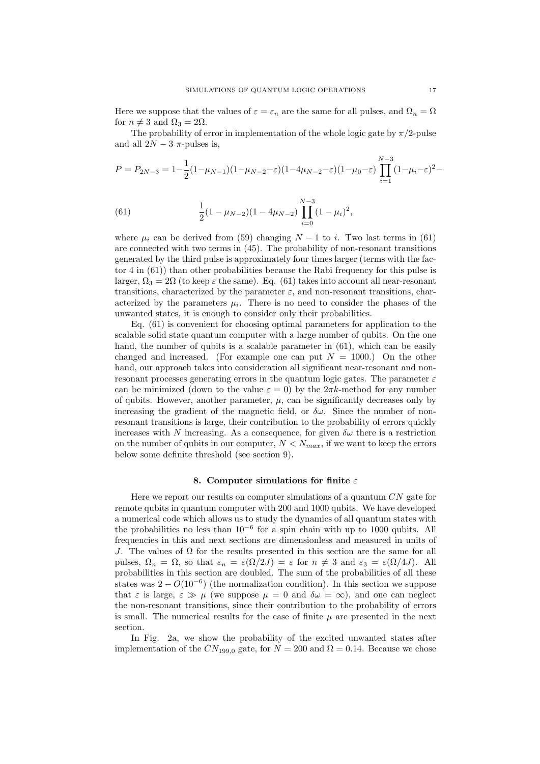Here we suppose that the values of $\varepsilon = \varepsilon_n$ are the same for all pulses, and $\Omega_n = \Omega$ for $n \neq 3$ and $\Omega_3 = 2\Omega$.

The probability of error in implementation of the whole logic gate by $\pi/2$-pulse and all $2N-3$ $\pi$-pulses is,

$$P = P_{2N-3} = 1 - \frac{1}{2}(1-\mu_{N-1})(1-\mu_{N-2}-\varepsilon)(1-4\mu_{N-2}-\varepsilon)(1-\mu_0-\varepsilon)\prod_{i=1}^{N-3}(1-\mu_i-\varepsilon)^2 -$$

$$\frac{1}{2}(1-\mu_{N-2})(1-4\mu_{N-2})\prod_{i=0}^{N-3}(1-\mu_i)^2, \tag{61}$$

where $\mu_i$ can be derived from (59) changing $N-1$ to $i$. Two last terms in (61) are connected with two terms in (45). The probability of non-resonant transitions generated by the third pulse is approximately four times larger (terms with the factor 4 in (61)) than other probabilities because the Rabi frequency for this pulse is larger, $\Omega_3 = 2\Omega$ (to keep $\varepsilon$ the same). Eq. (61) takes into account all near-resonant transitions, characterized by the parameter $\varepsilon$, and non-resonant transitions, characterized by the parameters $\mu_i$. There is no need to consider the phases of the unwanted states, it is enough to consider only their probabilities.

Eq. (61) is convenient for choosing optimal parameters for application to the scalable solid state quantum computer with a large number of qubits. On the one hand, the number of qubits is a scalable parameter in (61), which can be easily changed and increased. (For example one can put $N = 1000$.) On the other hand, our approach takes into consideration all significant near-resonant and non-resonant processes generating errors in the quantum logic gates. The parameter $\varepsilon$ can be minimized (down to the value $\varepsilon = 0$) by the $2\pi k$-method for any number of qubits. However, another parameter, $\mu$, can be significantly decreases only by increasing the gradient of the magnetic field, or $\delta\omega$. Since the number of non-resonant transitions is large, their contribution to the probability of errors quickly increases with $N$ increasing. As a consequence, for given $\delta\omega$ there is a restriction on the number of qubits in our computer, $N < N_{max}$, if we want to keep the errors below some definite threshold (see section 9).

## 8. Computer simulations for finite $\varepsilon$

Here we report our results on computer simulations of a quantum $CN$ gate for remote qubits in quantum computer with 200 and 1000 qubits. We have developed a numerical code which allows us to study the dynamics of all quantum states with the probabilities no less than $10^{-6}$ for a spin chain with up to 1000 qubits. All frequencies in this and next sections are dimensionless and measured in units of $J$. The values of $\Omega$ for the results presented in this section are the same for all pulses, $\Omega_n = \Omega$, so that $\varepsilon_n = \varepsilon(\Omega/2J) = \varepsilon$ for $n \neq 3$ and $\varepsilon_3 = \varepsilon(\Omega/4J)$. All probabilities in this section are doubled. The sum of the probabilities of all these states was $2 - O(10^{-6})$ (the normalization condition). In this section we suppose that $\varepsilon$ is large, $\varepsilon \gg \mu$ (we suppose $\mu = 0$ and $\delta\omega = \infty$), and one can neglect the non-resonant transitions, since their contribution to the probability of errors is small. The numerical results for the case of finite $\mu$ are presented in the next section.

In Fig. 2a, we show the probability of the excited unwanted states after implementation of the $CN_{199,0}$ gate, for $N = 200$ and $\Omega = 0.14$. Because we chose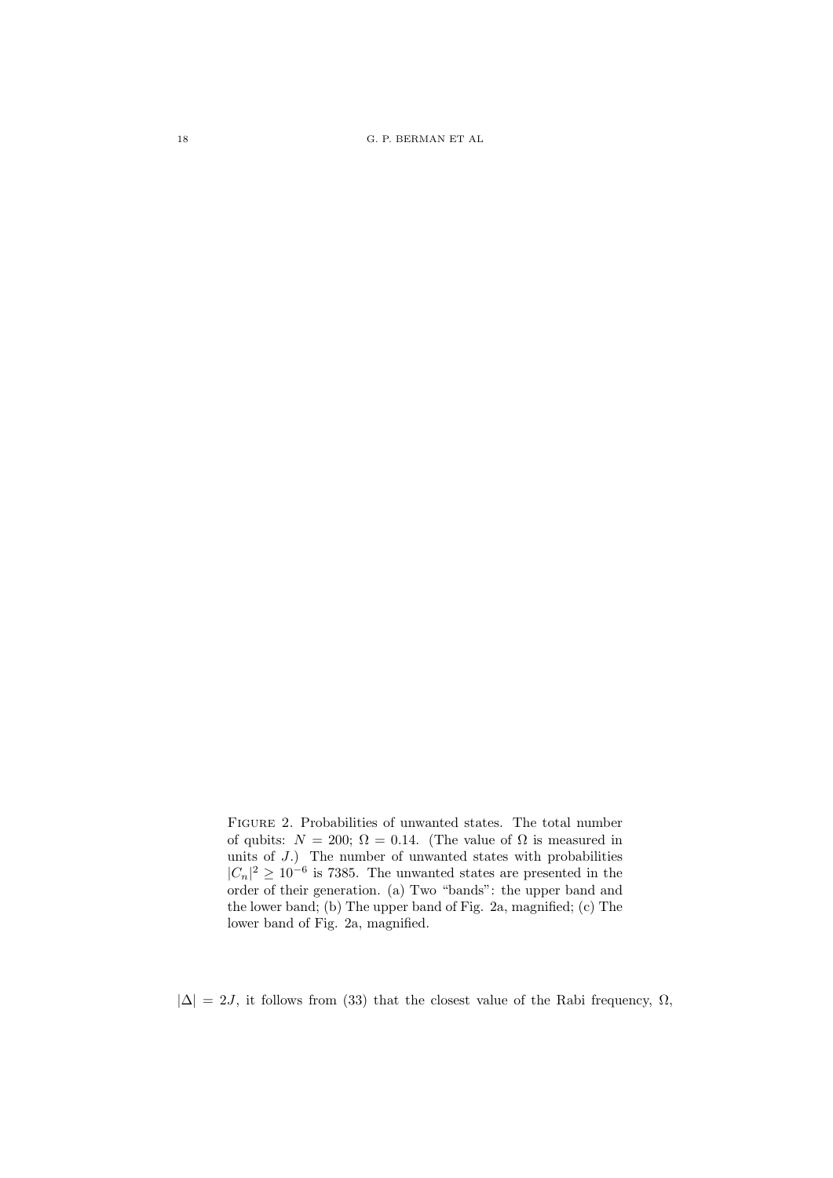Figure 2. Probabilities of unwanted states. The total number of qubits: $N = 200$; $\Omega = 0.14$. (The value of $\Omega$ is measured in units of $J$.) The number of unwanted states with probabilities $|C_n|^2 \geq 10^{-6}$ is 7385. The unwanted states are presented in the order of their generation. (a) Two "bands": the upper band and the lower band; (b) The upper band of Fig. 2a, magnified; (c) The lower band of Fig. 2a, magnified.

$|\Delta| = 2J$, it follows from (33) that the closest value of the Rabi frequency, $\Omega$,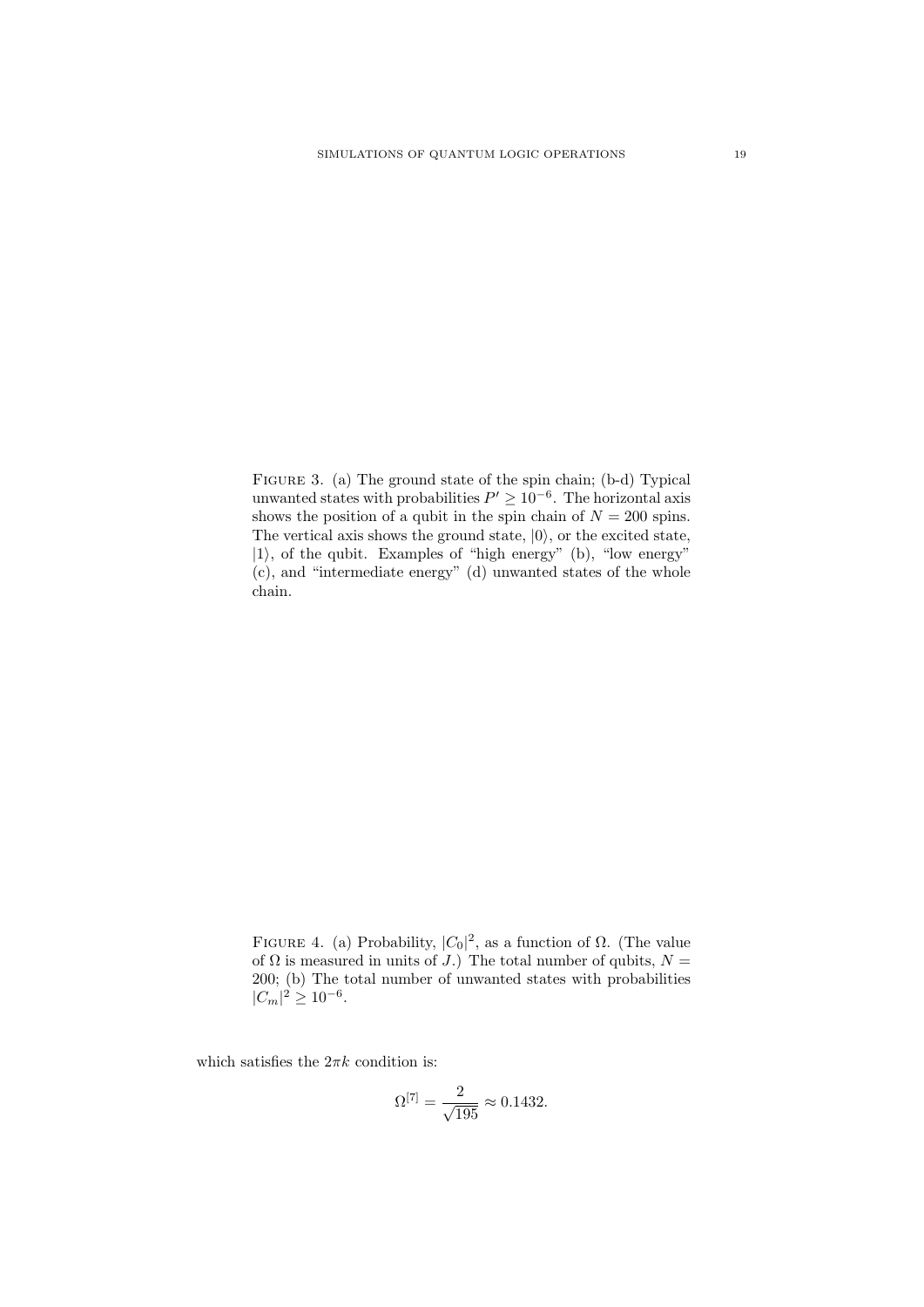FIGURE 3. (a) The ground state of the spin chain; (b-d) Typical unwanted states with probabilities $P' \geq 10^{-6}$. The horizontal axis shows the position of a qubit in the spin chain of $N = 200$ spins. The vertical axis shows the ground state, $|0\rangle$, or the excited state, $|1\rangle$, of the qubit. Examples of "high energy" (b), "low energy" (c), and "intermediate energy" (d) unwanted states of the whole chain.

FIGURE 4. (a) Probability, $|C_0|^2$, as a function of $\Omega$. (The value of $\Omega$ is measured in units of $J$.) The total number of qubits, $N = 200$; (b) The total number of unwanted states with probabilities $|C_m|^2 \geq 10^{-6}$.

which satisfies the $2\pi k$ condition is:

$$\Omega^{[7]} = \frac{2}{\sqrt{195}} \approx 0.1432.$$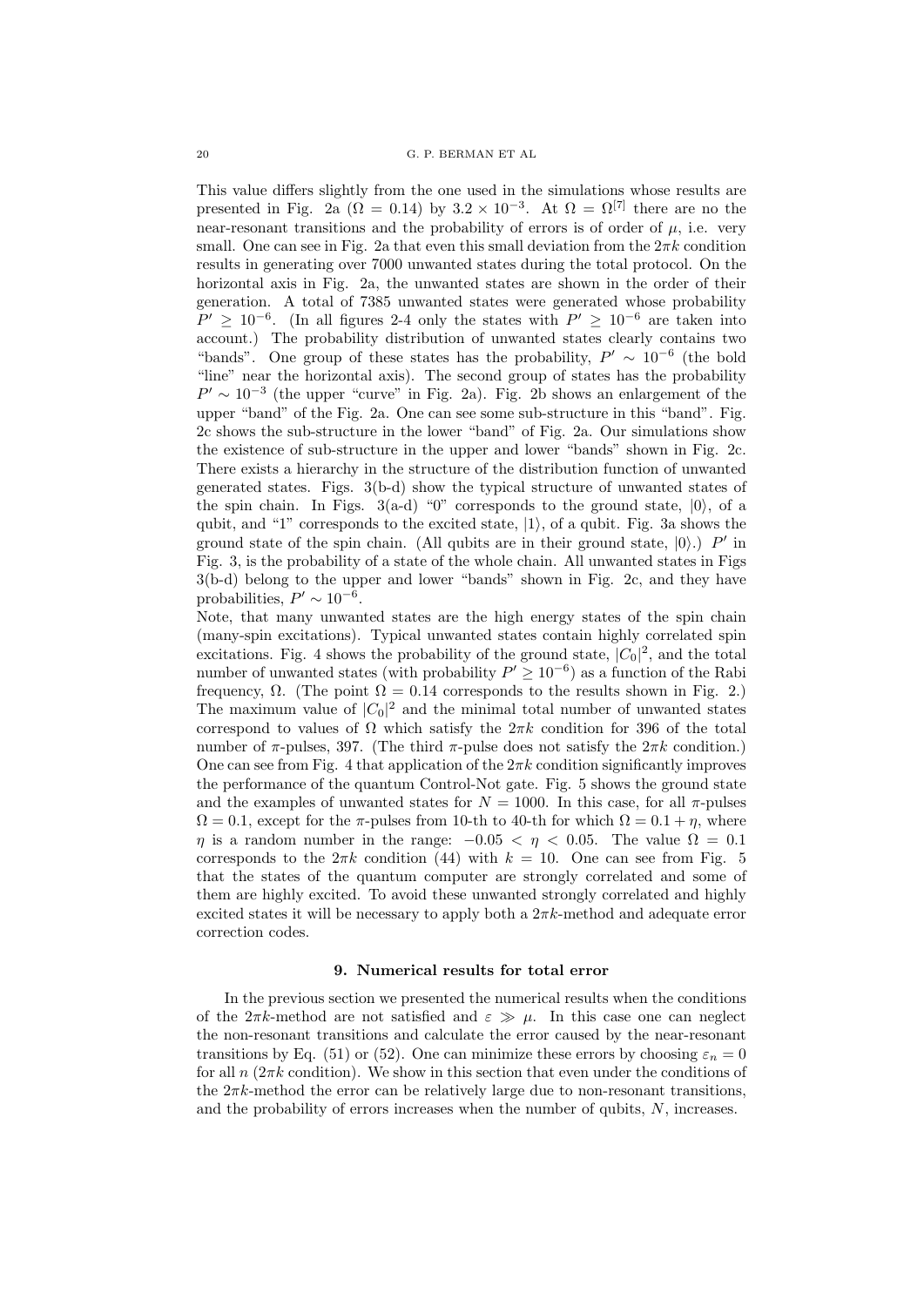This value differs slightly from the one used in the simulations whose results are presented in Fig. 2a ($\Omega = 0.14$) by $3.2 \times 10^{-3}$. At $\Omega = \Omega^{[7]}$ there are no the near-resonant transitions and the probability of errors is of order of $\mu$, i.e. very small. One can see in Fig. 2a that even this small deviation from the $2\pi k$ condition results in generating over 7000 unwanted states during the total protocol. On the horizontal axis in Fig. 2a, the unwanted states are shown in the order of their generation. A total of 7385 unwanted states were generated whose probability $P' \geq 10^{-6}$. (In all figures 2-4 only the states with $P' \geq 10^{-6}$ are taken into account.) The probability distribution of unwanted states clearly contains two "bands". One group of these states has the probability, $P' \sim 10^{-6}$ (the bold "line" near the horizontal axis). The second group of states has the probability $P' \sim 10^{-3}$ (the upper "curve" in Fig. 2a). Fig. 2b shows an enlargement of the upper "band" of the Fig. 2a. One can see some sub-structure in this "band". Fig. 2c shows the sub-structure in the lower "band" of Fig. 2a. Our simulations show the existence of sub-structure in the upper and lower "bands" shown in Fig. 2c. There exists a hierarchy in the structure of the distribution function of unwanted generated states. Figs. 3(b-d) show the typical structure of unwanted states of the spin chain. In Figs. 3(a-d) "0" corresponds to the ground state, $|0\rangle$, of a qubit, and "1" corresponds to the excited state, $|1\rangle$, of a qubit. Fig. 3a shows the ground state of the spin chain. (All qubits are in their ground state, $|0\rangle$.) $P'$ in Fig. 3, is the probability of a state of the whole chain. All unwanted states in Figs 3(b-d) belong to the upper and lower "bands" shown in Fig. 2c, and they have probabilities, $P' \sim 10^{-6}$.

Note, that many unwanted states are the high energy states of the spin chain (many-spin excitations). Typical unwanted states contain highly correlated spin excitations. Fig. 4 shows the probability of the ground state, $|C_0|^2$, and the total number of unwanted states (with probability $P' \geq 10^{-6}$) as a function of the Rabi frequency, $\Omega$. (The point $\Omega = 0.14$ corresponds to the results shown in Fig. 2.) The maximum value of $|C_0|^2$ and the minimal total number of unwanted states correspond to values of $\Omega$ which satisfy the $2\pi k$ condition for 396 of the total number of $\pi$-pulses, 397. (The third $\pi$-pulse does not satisfy the $2\pi k$ condition.) One can see from Fig. 4 that application of the $2\pi k$ condition significantly improves the performance of the quantum Control-Not gate. Fig. 5 shows the ground state and the examples of unwanted states for $N = 1000$. In this case, for all $\pi$-pulses $\Omega = 0.1$, except for the $\pi$-pulses from 10-th to 40-th for which $\Omega = 0.1 + \eta$, where $\eta$ is a random number in the range: $-0.05 < \eta < 0.05$. The value $\Omega = 0.1$ corresponds to the $2\pi k$ condition (44) with $k = 10$. One can see from Fig. 5 that the states of the quantum computer are strongly correlated and some of them are highly excited. To avoid these unwanted strongly correlated and highly excited states it will be necessary to apply both a $2\pi k$-method and adequate error correction codes.

## 9. Numerical results for total error

In the previous section we presented the numerical results when the conditions of the $2\pi k$-method are not satisfied and $\varepsilon \gg \mu$. In this case one can neglect the non-resonant transitions and calculate the error caused by the near-resonant transitions by Eq. (51) or (52). One can minimize these errors by choosing $\varepsilon_n = 0$ for all $n$ ($2\pi k$ condition). We show in this section that even under the conditions of the $2\pi k$-method the error can be relatively large due to non-resonant transitions, and the probability of errors increases when the number of qubits, $N$, increases.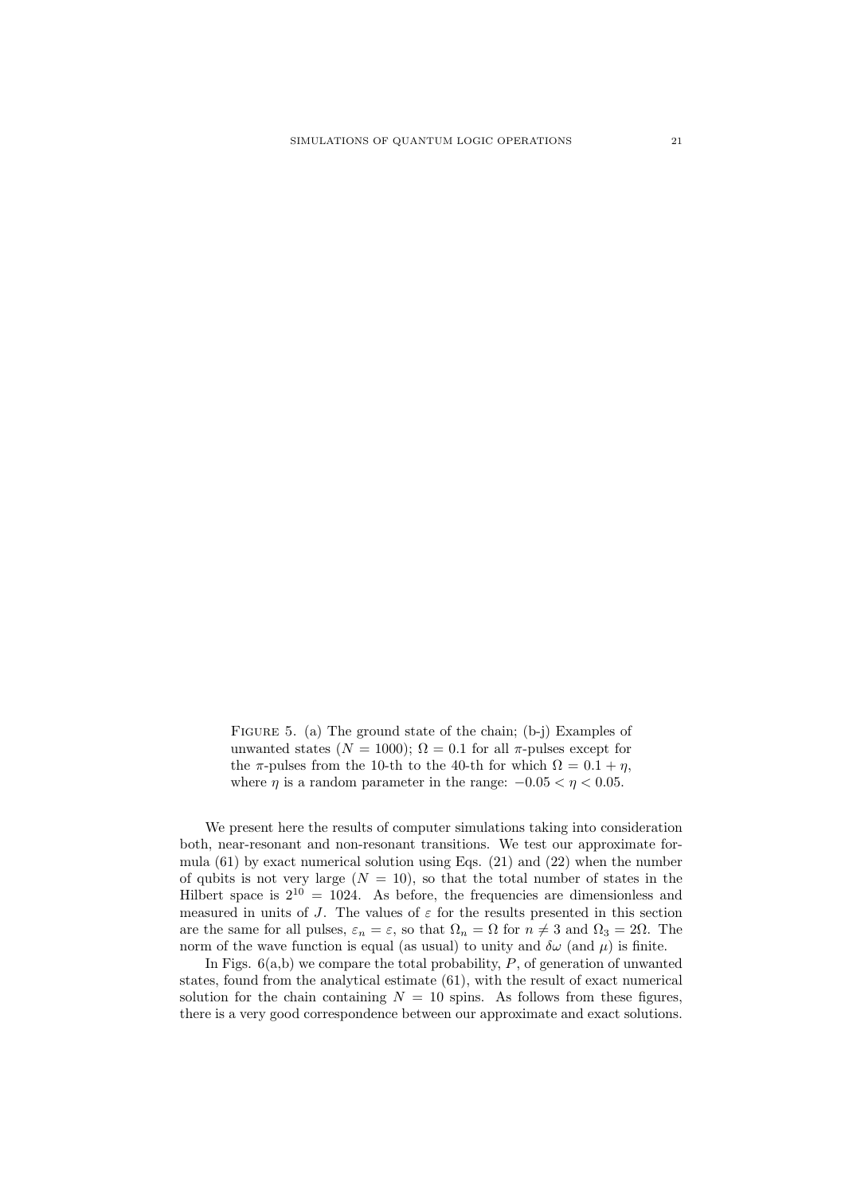FIGURE 5. (a) The ground state of the chain; (b-j) Examples of unwanted states ($N = 1000$); $\Omega = 0.1$ for all $\pi$-pulses except for the $\pi$-pulses from the 10-th to the 40-th for which $\Omega = 0.1 + \eta$, where $\eta$ is a random parameter in the range: $-0.05 < \eta < 0.05$.

We present here the results of computer simulations taking into consideration both, near-resonant and non-resonant transitions. We test our approximate formula (61) by exact numerical solution using Eqs. (21) and (22) when the number of qubits is not very large ($N = 10$), so that the total number of states in the Hilbert space is $2^{10} = 1024$. As before, the frequencies are dimensionless and measured in units of $J$. The values of $\varepsilon$ for the results presented in this section are the same for all pulses, $\varepsilon_n = \varepsilon$, so that $\Omega_n = \Omega$ for $n \neq 3$ and $\Omega_3 = 2\Omega$. The norm of the wave function is equal (as usual) to unity and $\delta\omega$ (and $\mu$) is finite.

In Figs. 6(a,b) we compare the total probability, $P$, of generation of unwanted states, found from the analytical estimate (61), with the result of exact numerical solution for the chain containing $N = 10$ spins. As follows from these figures, there is a very good correspondence between our approximate and exact solutions.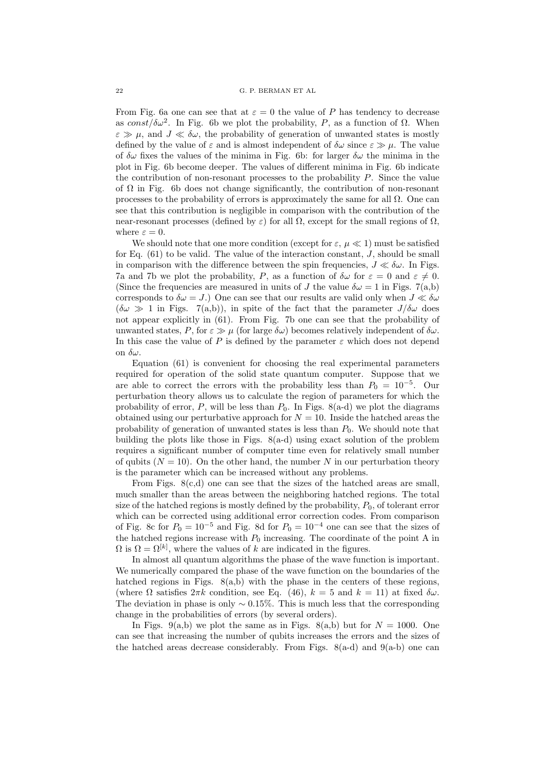From Fig. 6a one can see that at $\varepsilon = 0$ the value of $P$ has tendency to decrease as $const/\delta\omega^2$. In Fig. 6b we plot the probability, $P$, as a function of $\Omega$. When $\varepsilon \gg \mu$, and $J \ll \delta\omega$, the probability of generation of unwanted states is mostly defined by the value of $\varepsilon$ and is almost independent of $\delta\omega$ since $\varepsilon \gg \mu$. The value of $\delta\omega$ fixes the values of the minima in Fig. 6b: for larger $\delta\omega$ the minima in the plot in Fig. 6b become deeper. The values of different minima in Fig. 6b indicate the contribution of non-resonant processes to the probability $P$. Since the value of $\Omega$ in Fig. 6b does not change significantly, the contribution of non-resonant processes to the probability of errors is approximately the same for all $\Omega$. One can see that this contribution is negligible in comparison with the contribution of the near-resonant processes (defined by $\varepsilon$) for all $\Omega$, except for the small regions of $\Omega$, where $\varepsilon = 0$.

We should note that one more condition (except for $\varepsilon$, $\mu \ll 1$) must be satisfied for Eq. (61) to be valid. The value of the interaction constant, $J$, should be small in comparison with the difference between the spin frequencies, $J \ll \delta\omega$. In Figs. 7a and 7b we plot the probability, $P$, as a function of $\delta\omega$ for $\varepsilon = 0$ and $\varepsilon \neq 0$. (Since the frequencies are measured in units of $J$ the value $\delta\omega = 1$ in Figs. 7(a,b) corresponds to $\delta\omega = J$.) One can see that our results are valid only when $J \ll \delta\omega$ ($\delta\omega \gg 1$ in Figs. 7(a,b)), in spite of the fact that the parameter $J/\delta\omega$ does not appear explicitly in (61). From Fig. 7b one can see that the probability of unwanted states, $P$, for $\varepsilon \gg \mu$ (for large $\delta\omega$) becomes relatively independent of $\delta\omega$. In this case the value of $P$ is defined by the parameter $\varepsilon$ which does not depend on $\delta\omega$.

Equation (61) is convenient for choosing the real experimental parameters required for operation of the solid state quantum computer. Suppose that we are able to correct the errors with the probability less than $P_0 = 10^{-5}$. Our perturbation theory allows us to calculate the region of parameters for which the probability of error, $P$, will be less than $P_0$. In Figs. 8(a-d) we plot the diagrams obtained using our perturbative approach for $N = 10$. Inside the hatched areas the probability of generation of unwanted states is less than $P_0$. We should note that building the plots like those in Figs. 8(a-d) using exact solution of the problem requires a significant number of computer time even for relatively small number of qubits ($N = 10$). On the other hand, the number $N$ in our perturbation theory is the parameter which can be increased without any problems.

From Figs. 8(c,d) one can see that the sizes of the hatched areas are small, much smaller than the areas between the neighboring hatched regions. The total size of the hatched regions is mostly defined by the probability, $P_0$, of tolerant error which can be corrected using additional error correction codes. From comparison of Fig. 8c for $P_0 = 10^{-5}$ and Fig. 8d for $P_0 = 10^{-4}$ one can see that the sizes of the hatched regions increase with $P_0$ increasing. The coordinate of the point A in $\Omega$ is $\Omega = \Omega^{[k]}$, where the values of $k$ are indicated in the figures.

In almost all quantum algorithms the phase of the wave function is important. We numerically compared the phase of the wave function on the boundaries of the hatched regions in Figs. 8(a,b) with the phase in the centers of these regions, (where $\Omega$ satisfies $2\pi k$ condition, see Eq. (46), $k = 5$ and $k = 11$) at fixed $\delta\omega$. The deviation in phase is only $\sim 0.15\%$. This is much less that the corresponding change in the probabilities of errors (by several orders).

In Figs. 9(a,b) we plot the same as in Figs. 8(a,b) but for $N = 1000$. One can see that increasing the number of qubits increases the errors and the sizes of the hatched areas decrease considerably. From Figs. 8(a-d) and 9(a-b) one can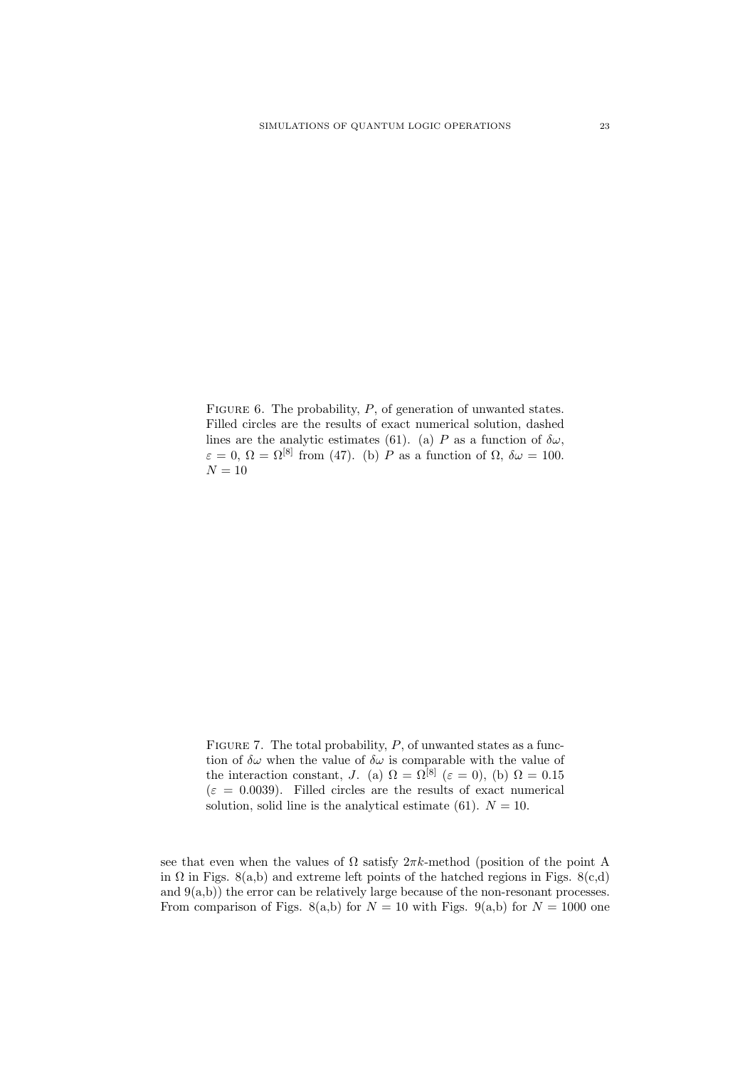FIGURE 6. The probability, $P$, of generation of unwanted states. Filled circles are the results of exact numerical solution, dashed lines are the analytic estimates (61). (a) $P$ as a function of $\delta\omega$, $\varepsilon = 0$, $\Omega = \Omega^{[8]}$ from (47). (b) $P$ as a function of $\Omega$, $\delta\omega = 100$. $N = 10$

FIGURE 7. The total probability, $P$, of unwanted states as a function of $\delta\omega$ when the value of $\delta\omega$ is comparable with the value of the interaction constant, $J$. (a) $\Omega = \Omega^{[8]}$ ($\varepsilon = 0$), (b) $\Omega = 0.15$ ($\varepsilon = 0.0039$). Filled circles are the results of exact numerical solution, solid line is the analytical estimate (61). $N = 10$.

see that even when the values of $\Omega$ satisfy $2\pi k$-method (position of the point A in $\Omega$ in Figs. 8(a,b) and extreme left points of the hatched regions in Figs. 8(c,d) and 9(a,b)) the error can be relatively large because of the non-resonant processes. From comparison of Figs. 8(a,b) for $N = 10$ with Figs. 9(a,b) for $N = 1000$ one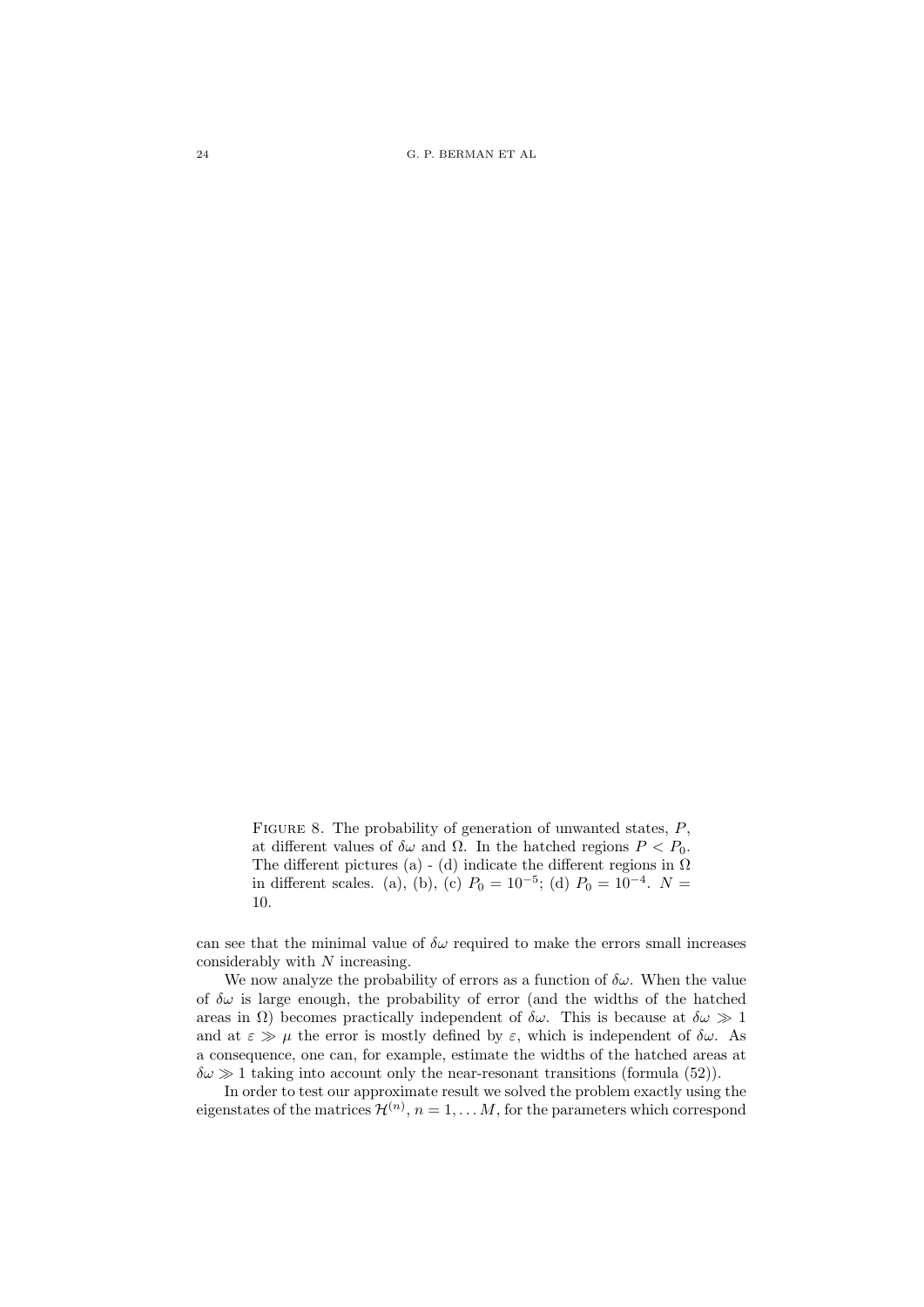Figure 8. The probability of generation of unwanted states, $P$, at different values of $\delta\omega$ and $\Omega$. In the hatched regions $P < P_0$. The different pictures (a) - (d) indicate the different regions in $\Omega$ in different scales. (a), (b), (c) $P_0 = 10^{-5}$; (d) $P_0 = 10^{-4}$. $N = 10$.

can see that the minimal value of $\delta\omega$ required to make the errors small increases considerably with $N$ increasing.

We now analyze the probability of errors as a function of $\delta\omega$. When the value of $\delta\omega$ is large enough, the probability of error (and the widths of the hatched areas in $\Omega$) becomes practically independent of $\delta\omega$. This is because at $\delta\omega \gg 1$ and at $\varepsilon \gg \mu$ the error is mostly defined by $\varepsilon$, which is independent of $\delta\omega$. As a consequence, one can, for example, estimate the widths of the hatched areas at $\delta\omega \gg 1$ taking into account only the near-resonant transitions (formula (52)).

In order to test our approximate result we solved the problem exactly using the eigenstates of the matrices $\mathcal{H}^{(n)}$, $n = 1, \ldots M$, for the parameters which correspond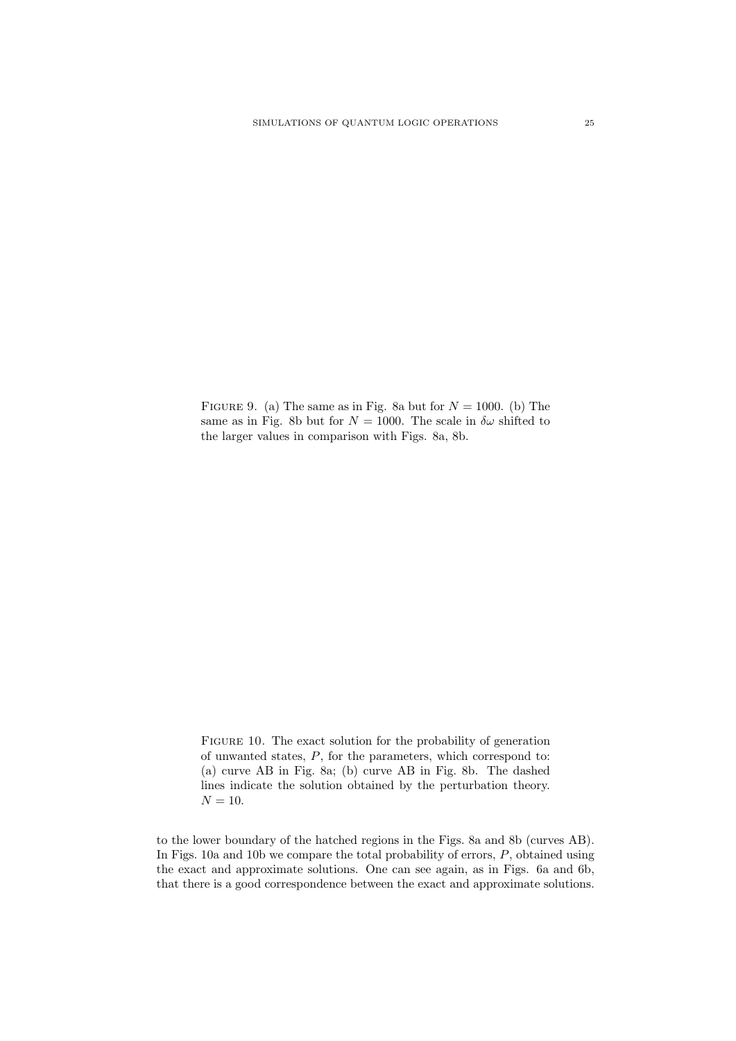FIGURE 9. (a) The same as in Fig. 8a but for $N = 1000$. (b) The same as in Fig. 8b but for $N = 1000$. The scale in $\delta\omega$ shifted to the larger values in comparison with Figs. 8a, 8b.

FIGURE 10. The exact solution for the probability of generation of unwanted states, $P$, for the parameters, which correspond to: (a) curve AB in Fig. 8a; (b) curve AB in Fig. 8b. The dashed lines indicate the solution obtained by the perturbation theory. $N = 10$.

to the lower boundary of the hatched regions in the Figs. 8a and 8b (curves AB). In Figs. 10a and 10b we compare the total probability of errors, $P$, obtained using the exact and approximate solutions. One can see again, as in Figs. 6a and 6b, that there is a good correspondence between the exact and approximate solutions.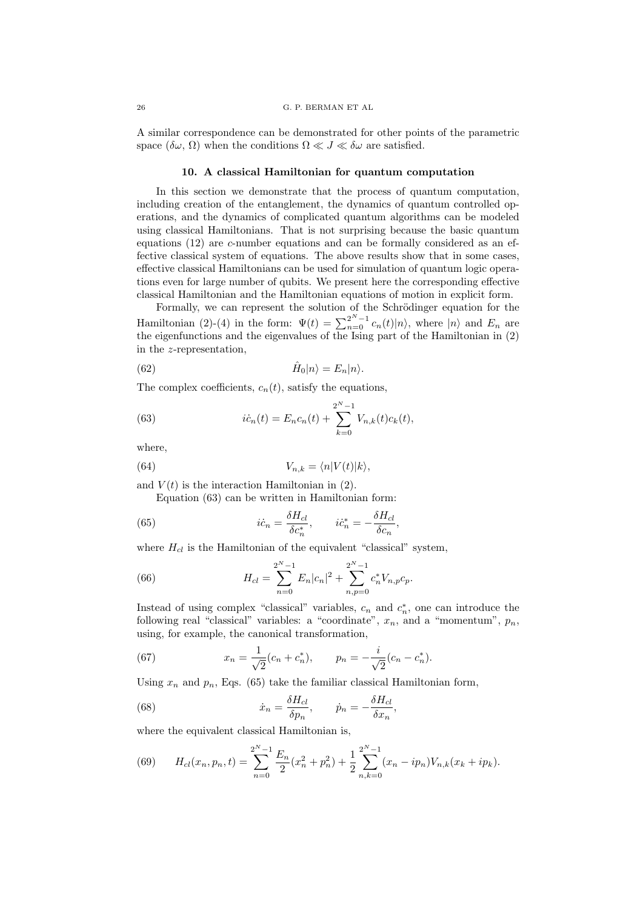A similar correspondence can be demonstrated for other points of the parametric space $(\delta\omega, \Omega)$ when the conditions $\Omega \ll J \ll \delta\omega$ are satisfied.

### 10. A classical Hamiltonian for quantum computation

In this section we demonstrate that the process of quantum computation, including creation of the entanglement, the dynamics of quantum controlled operations, and the dynamics of complicated quantum algorithms can be modeled using classical Hamiltonians. That is not surprising because the basic quantum equations (12) are $c$-number equations and can be formally considered as an effective classical system of equations. The above results show that in some cases, effective classical Hamiltonians can be used for simulation of quantum logic operations even for large number of qubits. We present here the corresponding effective classical Hamiltonian and the Hamiltonian equations of motion in explicit form.

Formally, we can represent the solution of the Schrödinger equation for the Hamiltonian (2)-(4) in the form: $\Psi(t) = \sum_{n=0}^{2^N-1} c_n(t)|n\rangle$, where $|n\rangle$ and $E_n$ are the eigenfunctions and the eigenvalues of the Ising part of the Hamiltonian in (2) in the $z$-representation,

$$\hat{H}_0|n\rangle = E_n|n\rangle. \tag{62}$$

The complex coefficients, $c_n(t)$, satisfy the equations,

$$i\dot{c}_n(t) = E_n c_n(t) + \sum_{k=0}^{2^N-1} V_{n,k}(t)c_k(t), \tag{63}$$

where,

$$V_{n,k} = \langle n|V(t)|k\rangle, \tag{64}$$

and $V(t)$ is the interaction Hamiltonian in (2).

Equation (63) can be written in Hamiltonian form:

$$i\dot{c}_n = \frac{\delta H_{cl}}{\delta c_n^*}, \qquad i\dot{c}_n^* = -\frac{\delta H_{cl}}{\delta c_n}, \tag{65}$$

where $H_{cl}$ is the Hamiltonian of the equivalent "classical" system,

$$H_{cl} = \sum_{n=0}^{2^N-1} E_n|c_n|^2 + \sum_{n,p=0}^{2^N-1} c_n^* V_{n,p} c_p. \tag{66}$$

Instead of using complex "classical" variables, $c_n$ and $c_n^*$, one can introduce the following real "classical" variables: a "coordinate", $x_n$, and a "momentum", $p_n$, using, for example, the canonical transformation,

$$x_n = \frac{1}{\sqrt{2}}(c_n + c_n^*), \qquad p_n = -\frac{i}{\sqrt{2}}(c_n - c_n^*). \tag{67}$$

Using $x_n$ and $p_n$, Eqs. (65) take the familiar classical Hamiltonian form,

$$\dot{x}_n = \frac{\delta H_{cl}}{\delta p_n}, \qquad \dot{p}_n = -\frac{\delta H_{cl}}{\delta x_n}, \tag{68}$$

where the equivalent classical Hamiltonian is,

$$H_{cl}(x_n, p_n, t) = \sum_{n=0}^{2^N-1} \frac{E_n}{2}(x_n^2 + p_n^2) + \frac{1}{2}\sum_{n,k=0}^{2^N-1}(x_n - ip_n)V_{n,k}(x_k + ip_k). \tag{69}$$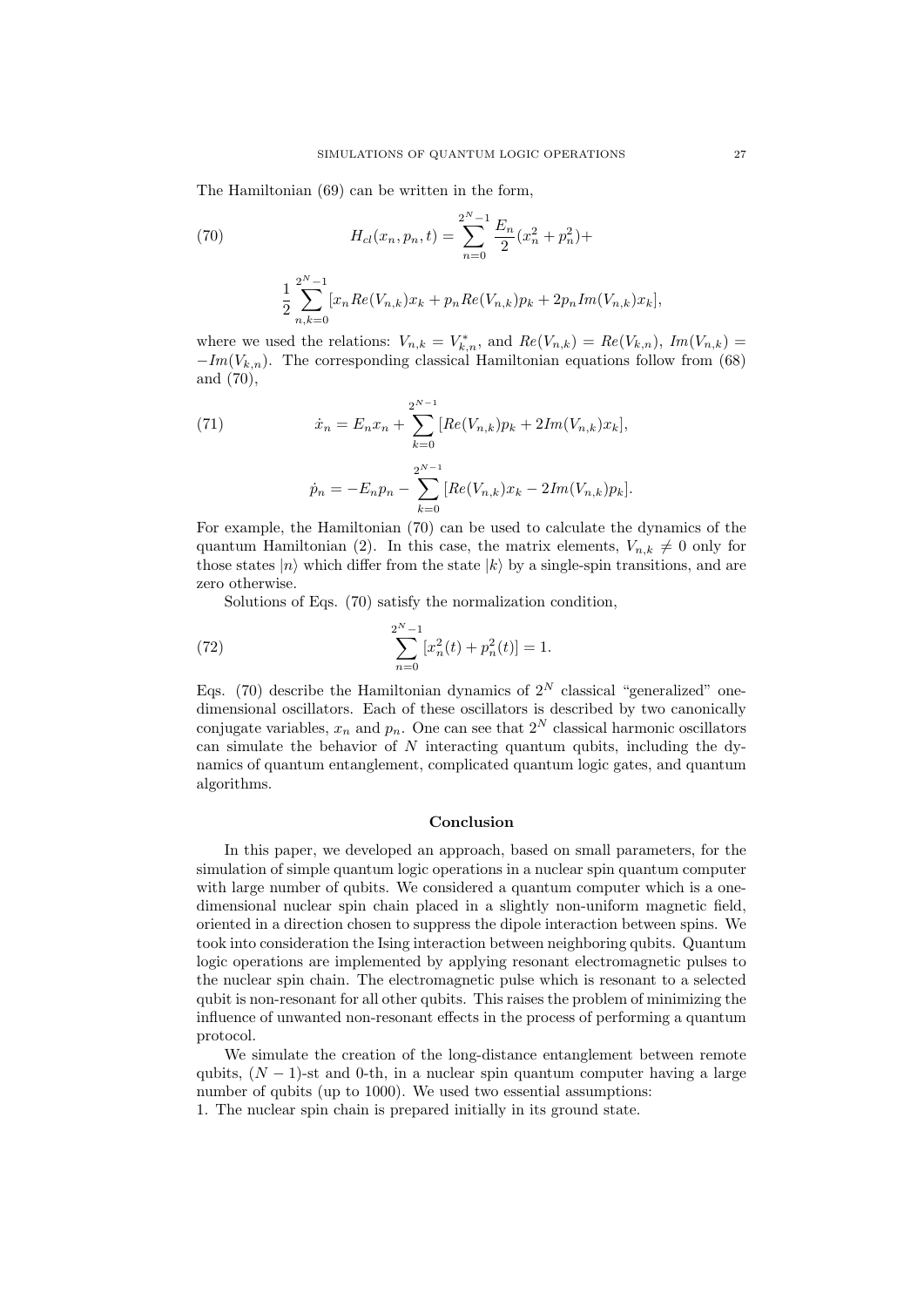The Hamiltonian (69) can be written in the form,

$$H_{cl}(x_n, p_n, t) = \sum_{n=0}^{2^N-1} \frac{E_n}{2}(x_n^2 + p_n^2) + \tag{70}$$

$$\frac{1}{2}\sum_{n,k=0}^{2^N-1}[x_n Re(V_{n,k})x_k + p_n Re(V_{n,k})p_k + 2p_n Im(V_{n,k})x_k],$$

where we used the relations: $V_{n,k} = V_{k,n}^*$, and $Re(V_{n,k}) = Re(V_{k,n})$, $Im(V_{n,k}) = -Im(V_{k,n})$. The corresponding classical Hamiltonian equations follow from (68) and (70),

$$\dot{x}_n = E_n x_n + \sum_{k=0}^{2^{N-1}}[Re(V_{n,k})p_k + 2Im(V_{n,k})x_k], \tag{71}$$

$$\dot{p}_n = -E_n p_n - \sum_{k=0}^{2^{N-1}}[Re(V_{n,k})x_k - 2Im(V_{n,k})p_k].$$

For example, the Hamiltonian (70) can be used to calculate the dynamics of the quantum Hamiltonian (2). In this case, the matrix elements, $V_{n,k} \neq 0$ only for those states $|n\rangle$ which differ from the state $|k\rangle$ by a single-spin transitions, and are zero otherwise.

Solutions of Eqs. (70) satisfy the normalization condition,

$$\sum_{n=0}^{2^N-1}[x_n^2(t) + p_n^2(t)] = 1. \tag{72}$$

Eqs. (70) describe the Hamiltonian dynamics of $2^N$ classical "generalized" one-dimensional oscillators. Each of these oscillators is described by two canonically conjugate variables, $x_n$ and $p_n$. One can see that $2^N$ classical harmonic oscillators can simulate the behavior of $N$ interacting quantum qubits, including the dynamics of quantum entanglement, complicated quantum logic gates, and quantum algorithms.

## Conclusion

In this paper, we developed an approach, based on small parameters, for the simulation of simple quantum logic operations in a nuclear spin quantum computer with large number of qubits. We considered a quantum computer which is a one-dimensional nuclear spin chain placed in a slightly non-uniform magnetic field, oriented in a direction chosen to suppress the dipole interaction between spins. We took into consideration the Ising interaction between neighboring qubits. Quantum logic operations are implemented by applying resonant electromagnetic pulses to the nuclear spin chain. The electromagnetic pulse which is resonant to a selected qubit is non-resonant for all other qubits. This raises the problem of minimizing the influence of unwanted non-resonant effects in the process of performing a quantum protocol.

We simulate the creation of the long-distance entanglement between remote qubits, $(N-1)$-st and 0-th, in a nuclear spin quantum computer having a large number of qubits (up to 1000). We used two essential assumptions:

1. The nuclear spin chain is prepared initially in its ground state.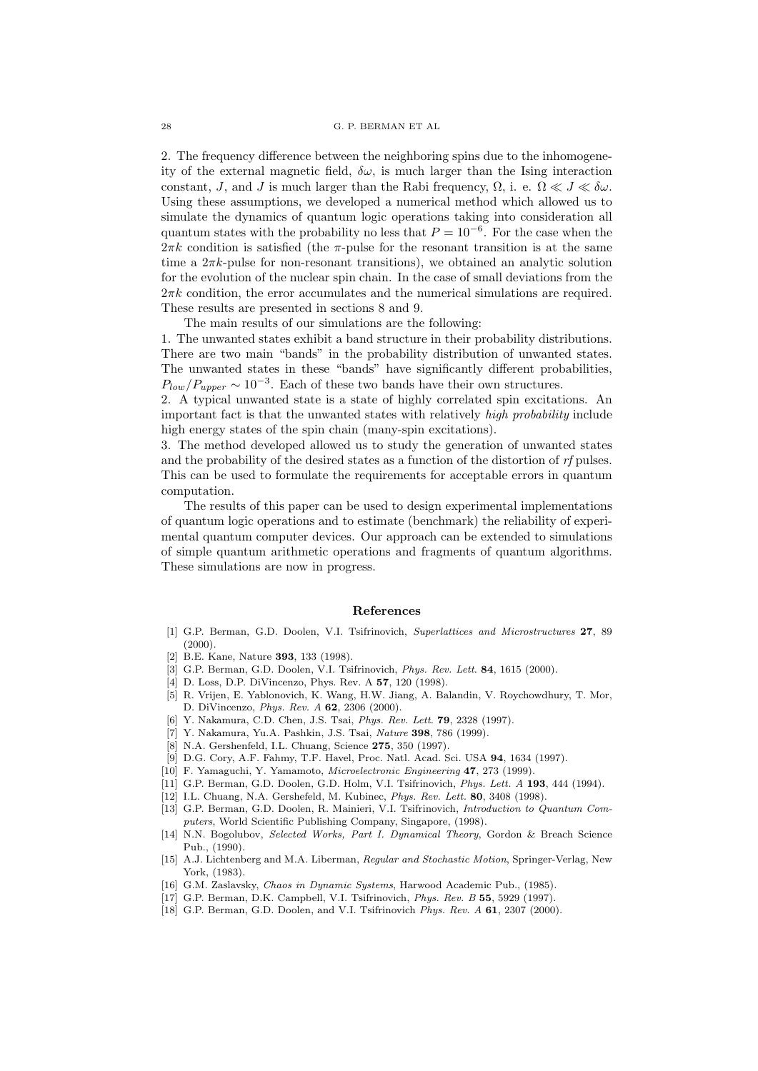2. The frequency difference between the neighboring spins due to the inhomogeneity of the external magnetic field, $\delta\omega$, is much larger than the Ising interaction constant, $J$, and $J$ is much larger than the Rabi frequency, $\Omega$, i. e. $\Omega \ll J \ll \delta\omega$. Using these assumptions, we developed a numerical method which allowed us to simulate the dynamics of quantum logic operations taking into consideration all quantum states with the probability no less that $P = 10^{-6}$. For the case when the $2\pi k$ condition is satisfied (the $\pi$-pulse for the resonant transition is at the same time a $2\pi k$-pulse for non-resonant transitions), we obtained an analytic solution for the evolution of the nuclear spin chain. In the case of small deviations from the $2\pi k$ condition, the error accumulates and the numerical simulations are required. These results are presented in sections 8 and 9.

The main results of our simulations are the following:

1. The unwanted states exhibit a band structure in their probability distributions. There are two main "bands" in the probability distribution of unwanted states. The unwanted states in these "bands" have significantly different probabilities, $P_{low}/P_{upper} \sim 10^{-3}$. Each of these two bands have their own structures.

2. A typical unwanted state is a state of highly correlated spin excitations. An important fact is that the unwanted states with relatively *high probability* include high energy states of the spin chain (many-spin excitations).

3. The method developed allowed us to study the generation of unwanted states and the probability of the desired states as a function of the distortion of *rf* pulses. This can be used to formulate the requirements for acceptable errors in quantum computation.

The results of this paper can be used to design experimental implementations of quantum logic operations and to estimate (benchmark) the reliability of experimental quantum computer devices. Our approach can be extended to simulations of simple quantum arithmetic operations and fragments of quantum algorithms. These simulations are now in progress.

## References

[1] G.P. Berman, G.D. Doolen, V.I. Tsifrinovich, *Superlattices and Microstructures* **27**, 89 (2000).

[2] B.E. Kane, Nature **393**, 133 (1998).

[3] G.P. Berman, G.D. Doolen, V.I. Tsifrinovich, *Phys. Rev. Lett.* **84**, 1615 (2000).

[4] D. Loss, D.P. DiVincenzo, Phys. Rev. A **57**, 120 (1998).

[5] R. Vrijen, E. Yablonovich, K. Wang, H.W. Jiang, A. Balandin, V. Roychowdhury, T. Mor, D. DiVincenzo, *Phys. Rev. A* **62**, 2306 (2000).

[6] Y. Nakamura, C.D. Chen, J.S. Tsai, *Phys. Rev. Lett.* **79**, 2328 (1997).

[7] Y. Nakamura, Yu.A. Pashkin, J.S. Tsai, *Nature* **398**, 786 (1999).

[8] N.A. Gershenfeld, I.L. Chuang, Science **275**, 350 (1997).

[9] D.G. Cory, A.F. Fahmy, T.F. Havel, Proc. Natl. Acad. Sci. USA **94**, 1634 (1997).

[10] F. Yamaguchi, Y. Yamamoto, *Microelectronic Engineering* **47**, 273 (1999).

[11] G.P. Berman, G.D. Doolen, G.D. Holm, V.I. Tsifrinovich, *Phys. Lett. A* **193**, 444 (1994).

[12] I.L. Chuang, N.A. Gershefeld, M. Kubinec, *Phys. Rev. Lett.* **80**, 3408 (1998).

[13] G.P. Berman, G.D. Doolen, R. Mainieri, V.I. Tsifrinovich, *Introduction to Quantum Computers*, World Scientific Publishing Company, Singapore, (1998).

[14] N.N. Bogolubov, *Selected Works, Part I. Dynamical Theory*, Gordon & Breach Science Pub., (1990).

[15] A.J. Lichtenberg and M.A. Liberman, *Regular and Stochastic Motion*, Springer-Verlag, New York, (1983).

[16] G.M. Zaslavsky, *Chaos in Dynamic Systems*, Harwood Academic Pub., (1985).

[17] G.P. Berman, D.K. Campbell, V.I. Tsifrinovich, *Phys. Rev. B* **55**, 5929 (1997).

[18] G.P. Berman, G.D. Doolen, and V.I. Tsifrinovich *Phys. Rev. A* **61**, 2307 (2000).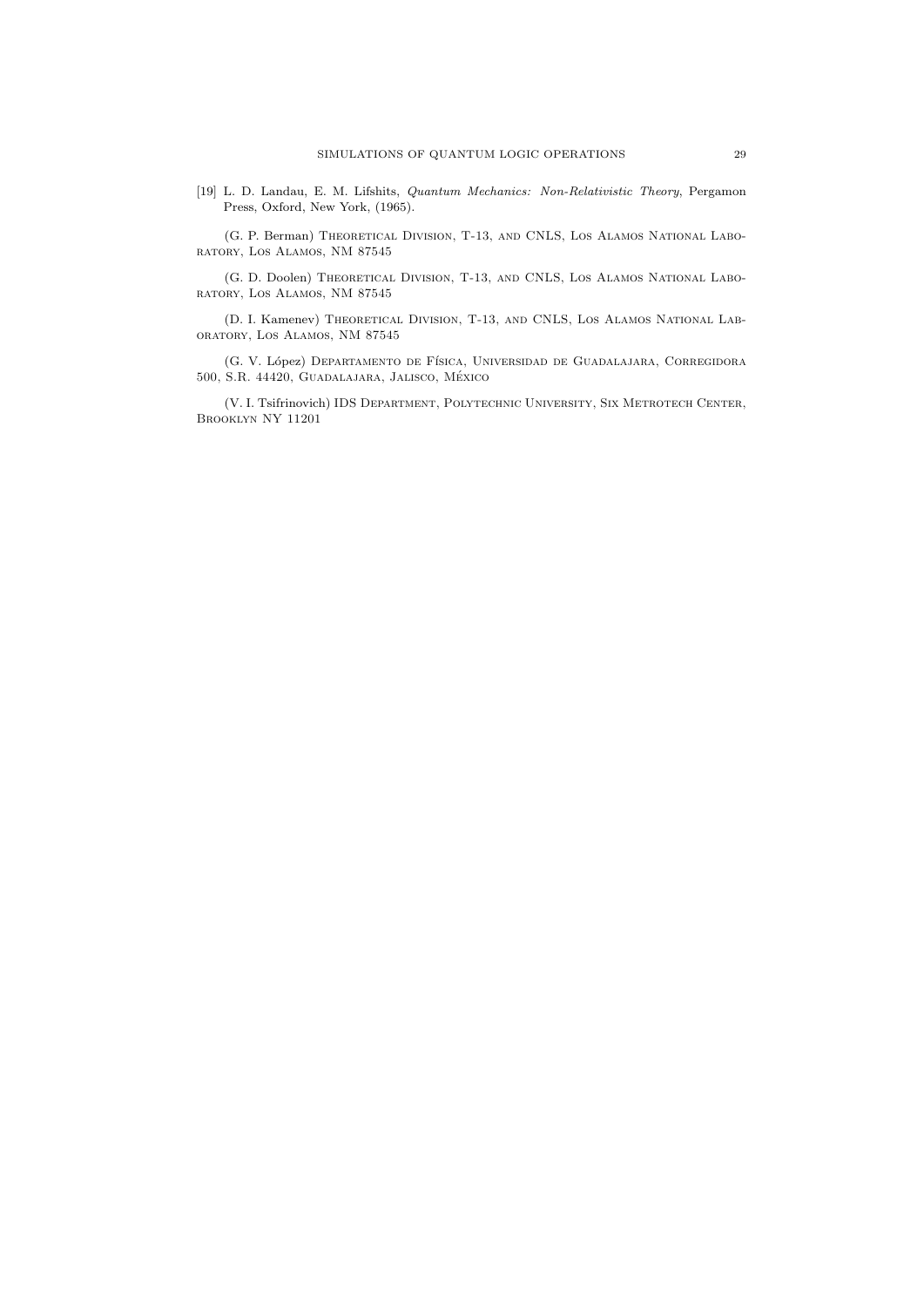[19] L. D. Landau, E. M. Lifshits, *Quantum Mechanics: Non-Relativistic Theory*, Pergamon Press, Oxford, New York, (1965).

(G. P. Berman) Theoretical Division, T-13, and CNLS, Los Alamos National Laboratory, Los Alamos, NM 87545

(G. D. Doolen) Theoretical Division, T-13, and CNLS, Los Alamos National Laboratory, Los Alamos, NM 87545

(D. I. Kamenev) Theoretical Division, T-13, and CNLS, Los Alamos National Laboratory, Los Alamos, NM 87545

(G. V. López) Departamento de Física, Universidad de Guadalajara, Corregidora 500, S.R. 44420, Guadalajara, Jalisco, México

(V. I. Tsifrinovich) IDS Department, Polytechnic University, Six Metrotech Center, Brooklyn NY 11201